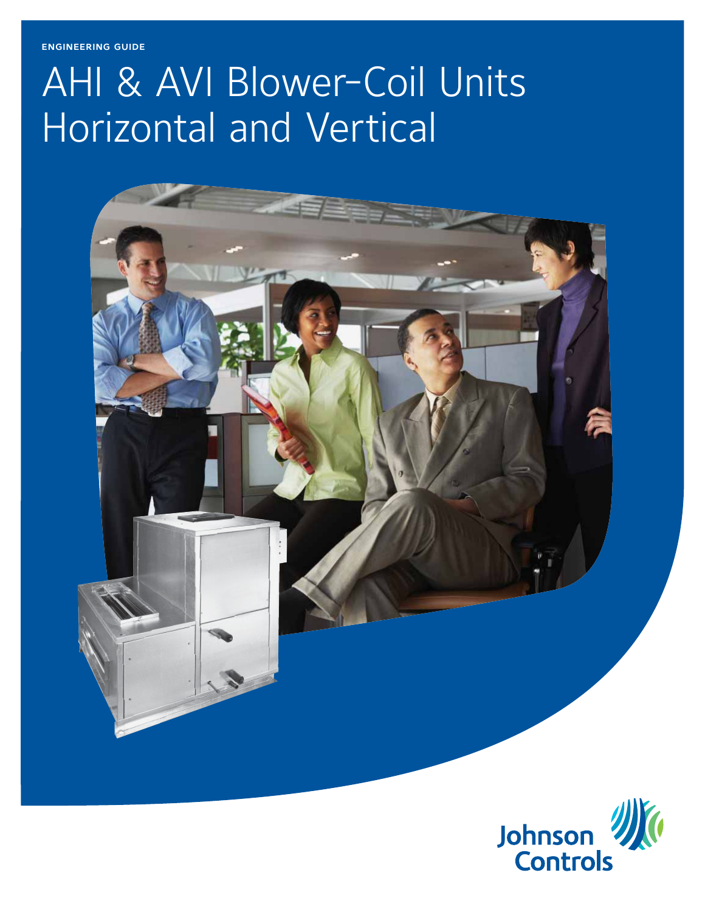ENGINEERING GUIDE

# AHI & AVI Blower-Coil Units Horizontal and Vertical

Johnson Controls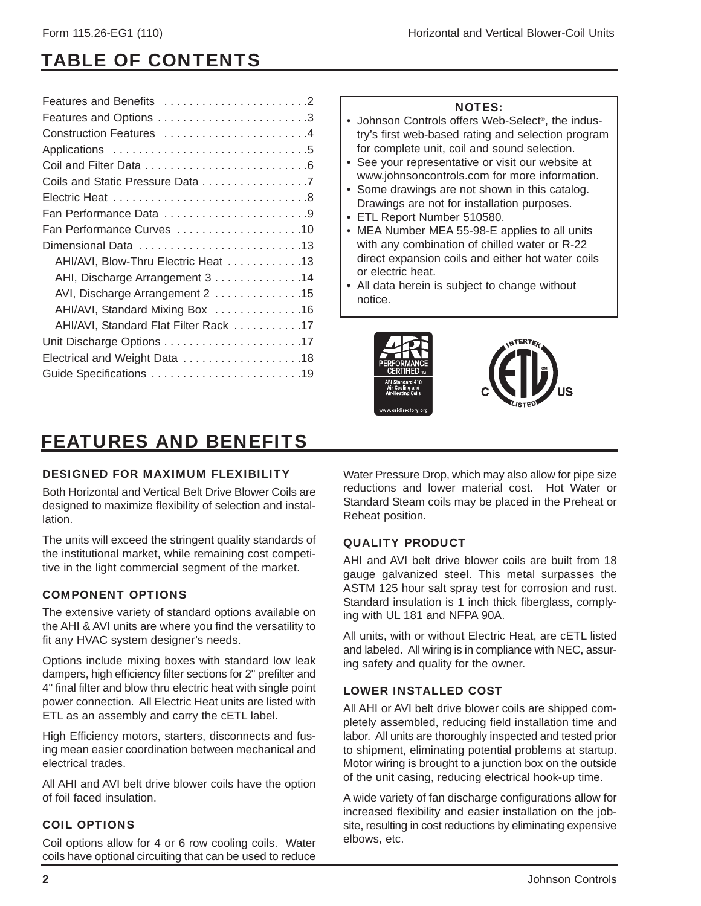# TABLE OF CONTENTS

Features and Benefits .......................2
Features and Options ........................3
Construction Features .......................4
Applications ...............................5
Coil and Filter Data ..........................6
Coils and Static Pressure Data .................7
Electric Heat ...............................8
Fan Performance Data .......................9
Fan Performance Curves ....................10
Dimensional Data ..........................13
- AHI/AVI, Blow-Thru Electric Heat ............13
- AHI, Discharge Arrangement 3 ..............14
- AVI, Discharge Arrangement 2 ..............15
- AHI/AVI, Standard Mixing Box ..............16
- AHI/AVI, Standard Flat Filter Rack ...........17

Unit Discharge Options ......................17
Electrical and Weight Data ...................18
Guide Specifications ........................19

**NOTES:**

- Johnson Controls offers Web-Select®, the industry's first web-based rating and selection program for complete unit, coil and sound selection.
- See your representative or visit our website at www.johnsoncontrols.com for more information.
- Some drawings are not shown in this catalog. Drawings are not for installation purposes.
- ETL Report Number 510580.
- MEA Number MEA 55-98-E applies to all units with any combination of chilled water or R-22 direct expansion coils and either hot water coils or electric heat.
- All data herein is subject to change without notice.

# FEATURES AND BENEFITS

### DESIGNED FOR MAXIMUM FLEXIBILITY

Both Horizontal and Vertical Belt Drive Blower Coils are designed to maximize flexibility of selection and installation.

The units will exceed the stringent quality standards of the institutional market, while remaining cost competitive in the light commercial segment of the market.

### COMPONENT OPTIONS

The extensive variety of standard options available on the AHI & AVI units are where you find the versatility to fit any HVAC system designer's needs.

Options include mixing boxes with standard low leak dampers, high efficiency filter sections for 2" prefilter and 4" final filter and blow thru electric heat with single point power connection. All Electric Heat units are listed with ETL as an assembly and carry the cETL label.

High Efficiency motors, starters, disconnects and fusing mean easier coordination between mechanical and electrical trades.

All AHI and AVI belt drive blower coils have the option of foil faced insulation.

### COIL OPTIONS

Coil options allow for 4 or 6 row cooling coils. Water coils have optional circuiting that can be used to reduce Water Pressure Drop, which may also allow for pipe size reductions and lower material cost. Hot Water or Standard Steam coils may be placed in the Preheat or Reheat position.

### QUALITY PRODUCT

AHI and AVI belt drive blower coils are built from 18 gauge galvanized steel. This metal surpasses the ASTM 125 hour salt spray test for corrosion and rust. Standard insulation is 1 inch thick fiberglass, complying with UL 181 and NFPA 90A.

All units, with or without Electric Heat, are cETL listed and labeled. All wiring is in compliance with NEC, assuring safety and quality for the owner.

### LOWER INSTALLED COST

All AHI or AVI belt drive blower coils are shipped completely assembled, reducing field installation time and labor. All units are thoroughly inspected and tested prior to shipment, eliminating potential problems at startup. Motor wiring is brought to a junction box on the outside of the unit casing, reducing electrical hook-up time.

A wide variety of fan discharge configurations allow for increased flexibility and easier installation on the jobsite, resulting in cost reductions by eliminating expensive elbows, etc.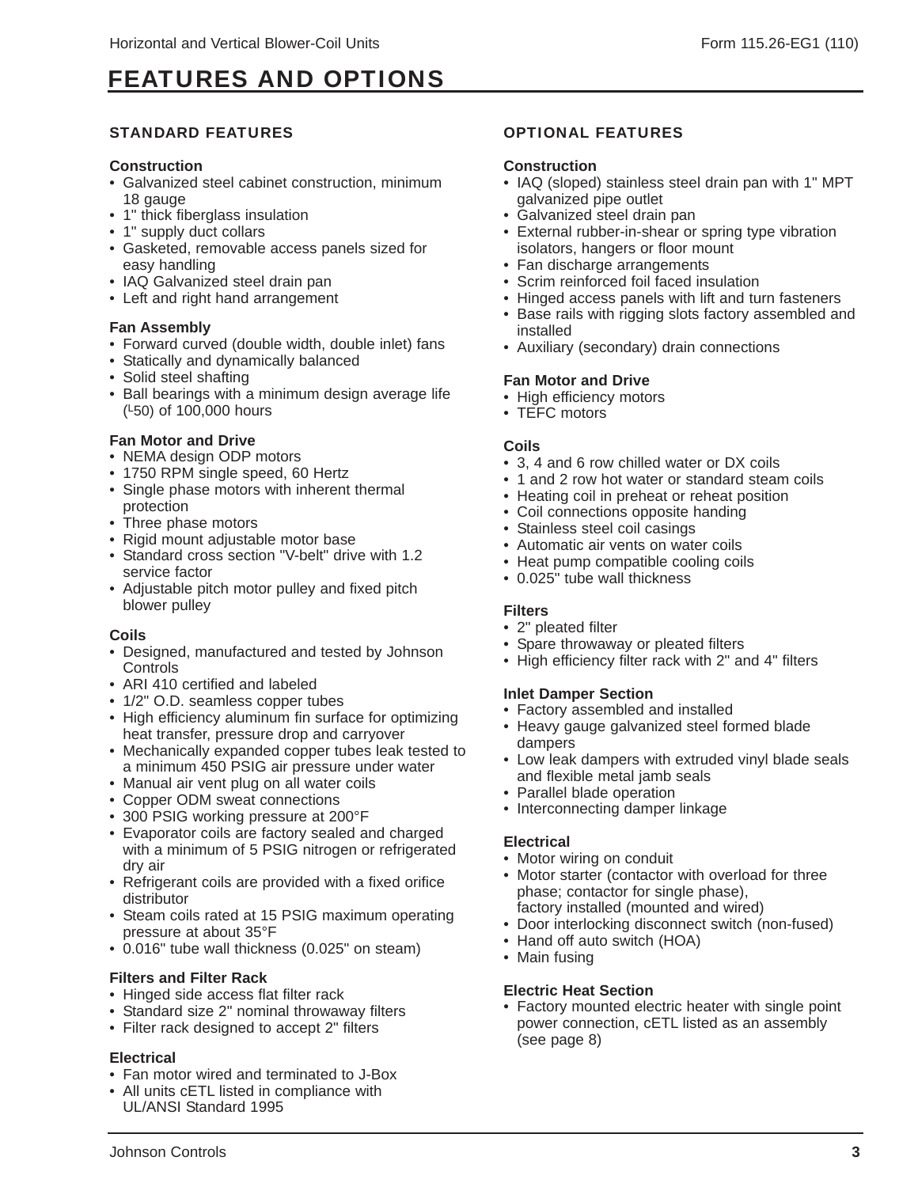# FEATURES AND OPTIONS

## STANDARD FEATURES

### Construction

- Galvanized steel cabinet construction, minimum 18 gauge
- 1" thick fiberglass insulation
- 1" supply duct collars
- Gasketed, removable access panels sized for easy handling
- IAQ Galvanized steel drain pan
- Left and right hand arrangement

### Fan Assembly

- Forward curved (double width, double inlet) fans
- Statically and dynamically balanced
- Solid steel shafting
- Ball bearings with a minimum design average life (L50) of 100,000 hours

### Fan Motor and Drive

- NEMA design ODP motors
- 1750 RPM single speed, 60 Hertz
- Single phase motors with inherent thermal protection
- Three phase motors
- Rigid mount adjustable motor base
- Standard cross section "V-belt" drive with 1.2 service factor
- Adjustable pitch motor pulley and fixed pitch blower pulley

### Coils

- Designed, manufactured and tested by Johnson Controls
- ARI 410 certified and labeled
- 1/2" O.D. seamless copper tubes
- High efficiency aluminum fin surface for optimizing heat transfer, pressure drop and carryover
- Mechanically expanded copper tubes leak tested to a minimum 450 PSIG air pressure under water
- Manual air vent plug on all water coils
- Copper ODM sweat connections
- 300 PSIG working pressure at 200°F
- Evaporator coils are factory sealed and charged with a minimum of 5 PSIG nitrogen or refrigerated dry air
- Refrigerant coils are provided with a fixed orifice distributor
- Steam coils rated at 15 PSIG maximum operating pressure at about 35°F
- 0.016" tube wall thickness (0.025" on steam)

### Filters and Filter Rack

- Hinged side access flat filter rack
- Standard size 2" nominal throwaway filters
- Filter rack designed to accept 2" filters

### Electrical

- Fan motor wired and terminated to J-Box
- All units cETL listed in compliance with UL/ANSI Standard 1995

## OPTIONAL FEATURES

### Construction

- IAQ (sloped) stainless steel drain pan with 1" MPT galvanized pipe outlet
- Galvanized steel drain pan
- External rubber-in-shear or spring type vibration isolators, hangers or floor mount
- Fan discharge arrangements
- Scrim reinforced foil faced insulation
- Hinged access panels with lift and turn fasteners
- Base rails with rigging slots factory assembled and installed
- Auxiliary (secondary) drain connections

### Fan Motor and Drive

- High efficiency motors
- TEFC motors

### Coils

- 3, 4 and 6 row chilled water or DX coils
- 1 and 2 row hot water or standard steam coils
- Heating coil in preheat or reheat position
- Coil connections opposite handing
- Stainless steel coil casings
- Automatic air vents on water coils
- Heat pump compatible cooling coils
- 0.025" tube wall thickness

### Filters

- 2" pleated filter
- Spare throwaway or pleated filters
- High efficiency filter rack with 2" and 4" filters

### Inlet Damper Section

- Factory assembled and installed
- Heavy gauge galvanized steel formed blade dampers
- Low leak dampers with extruded vinyl blade seals and flexible metal jamb seals
- Parallel blade operation
- Interconnecting damper linkage

### Electrical

- Motor wiring on conduit
- Motor starter (contactor with overload for three phase; contactor for single phase), factory installed (mounted and wired)
- Door interlocking disconnect switch (non-fused)
- Hand off auto switch (HOA)
- Main fusing

### Electric Heat Section

- Factory mounted electric heater with single point power connection, cETL listed as an assembly (see page 8)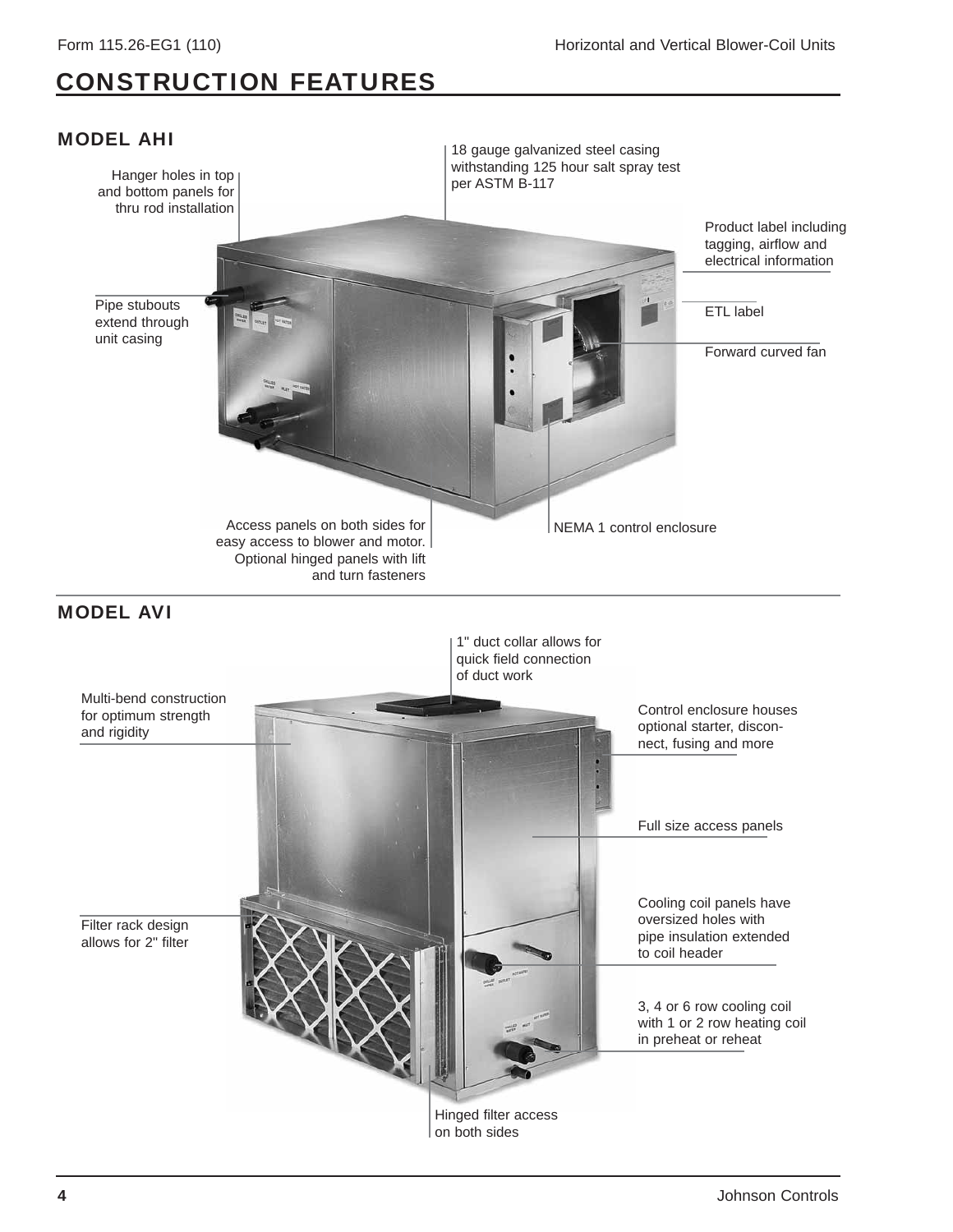# CONSTRUCTION FEATURES

## MODEL AHI

- Hanger holes in top and bottom panels for thru rod installation
- 18 gauge galvanized steel casing withstanding 125 hour salt spray test per ASTM B-117
- Product label including tagging, airflow and electrical information
- Pipe stubouts extend through unit casing
- ETL label
- Forward curved fan
- Access panels on both sides for easy access to blower and motor. Optional hinged panels with lift and turn fasteners
- NEMA 1 control enclosure

## MODEL AVI

- 1" duct collar allows for quick field connection of duct work
- Multi-bend construction for optimum strength and rigidity
- Control enclosure houses optional starter, disconnect, fusing and more
- Full size access panels
- Cooling coil panels have oversized holes with pipe insulation extended to coil header
- Filter rack design allows for 2" filter
- 3, 4 or 6 row cooling coil with 1 or 2 row heating coil in preheat or reheat
- Hinged filter access on both sides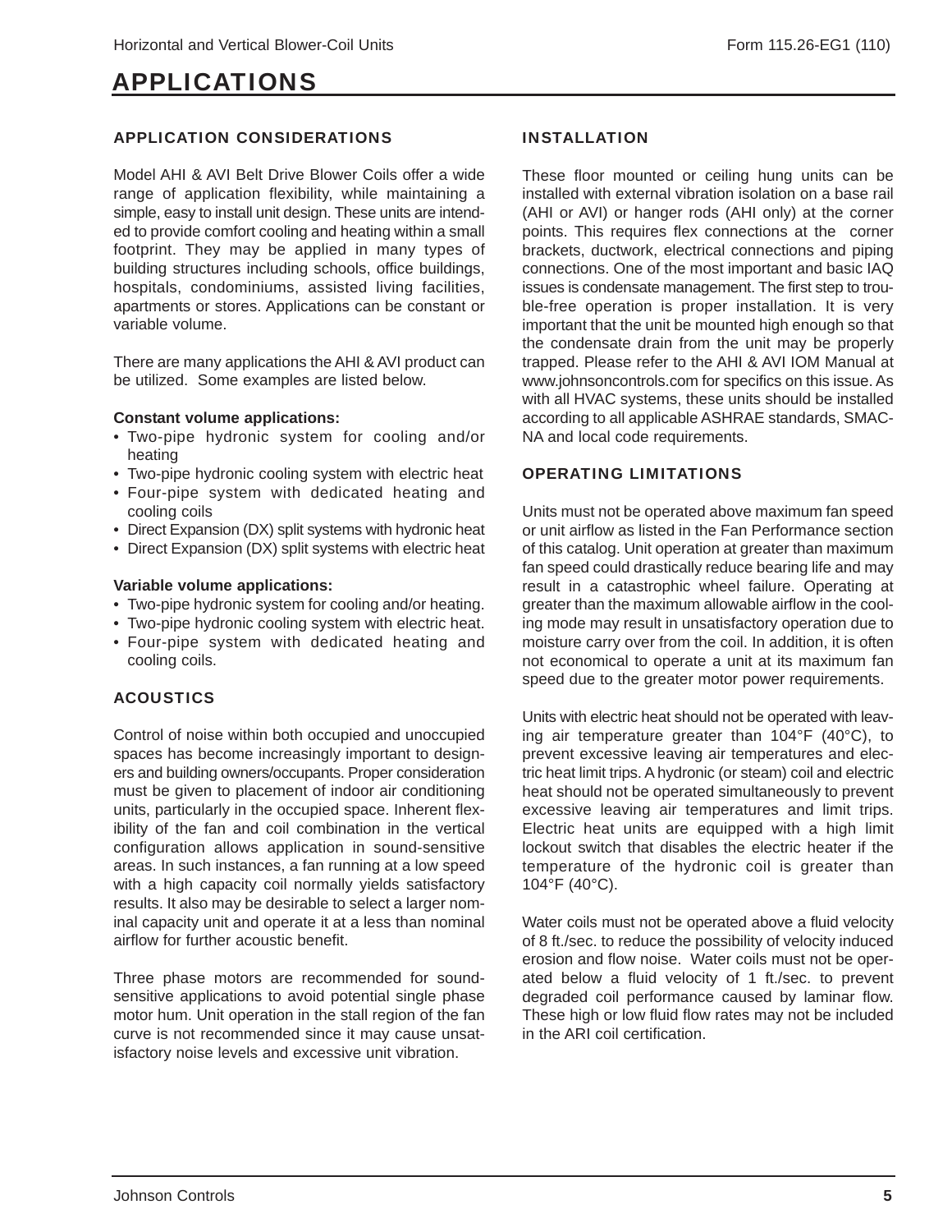# APPLICATIONS

## APPLICATION CONSIDERATIONS

Model AHI & AVI Belt Drive Blower Coils offer a wide range of application flexibility, while maintaining a simple, easy to install unit design. These units are intended to provide comfort cooling and heating within a small footprint. They may be applied in many types of building structures including schools, office buildings, hospitals, condominiums, assisted living facilities, apartments or stores. Applications can be constant or variable volume.

There are many applications the AHI & AVI product can be utilized. Some examples are listed below.

**Constant volume applications:**

- Two-pipe hydronic system for cooling and/or heating
- Two-pipe hydronic cooling system with electric heat
- Four-pipe system with dedicated heating and cooling coils
- Direct Expansion (DX) split systems with hydronic heat
- Direct Expansion (DX) split systems with electric heat

**Variable volume applications:**

- Two-pipe hydronic system for cooling and/or heating.
- Two-pipe hydronic cooling system with electric heat.
- Four-pipe system with dedicated heating and cooling coils.

## ACOUSTICS

Control of noise within both occupied and unoccupied spaces has become increasingly important to designers and building owners/occupants. Proper consideration must be given to placement of indoor air conditioning units, particularly in the occupied space. Inherent flexibility of the fan and coil combination in the vertical configuration allows application in sound-sensitive areas. In such instances, a fan running at a low speed with a high capacity coil normally yields satisfactory results. It also may be desirable to select a larger nominal capacity unit and operate it at a less than nominal airflow for further acoustic benefit.

Three phase motors are recommended for sound-sensitive applications to avoid potential single phase motor hum. Unit operation in the stall region of the fan curve is not recommended since it may cause unsatisfactory noise levels and excessive unit vibration.

## INSTALLATION

These floor mounted or ceiling hung units can be installed with external vibration isolation on a base rail (AHI or AVI) or hanger rods (AHI only) at the corner points. This requires flex connections at the corner brackets, ductwork, electrical connections and piping connections. One of the most important and basic IAQ issues is condensate management. The first step to trouble-free operation is proper installation. It is very important that the unit be mounted high enough so that the condensate drain from the unit may be properly trapped. Please refer to the AHI & AVI IOM Manual at www.johnsoncontrols.com for specifics on this issue. As with all HVAC systems, these units should be installed according to all applicable ASHRAE standards, SMACNA and local code requirements.

## OPERATING LIMITATIONS

Units must not be operated above maximum fan speed or unit airflow as listed in the Fan Performance section of this catalog. Unit operation at greater than maximum fan speed could drastically reduce bearing life and may result in a catastrophic wheel failure. Operating at greater than the maximum allowable airflow in the cooling mode may result in unsatisfactory operation due to moisture carry over from the coil. In addition, it is often not economical to operate a unit at its maximum fan speed due to the greater motor power requirements.

Units with electric heat should not be operated with leaving air temperature greater than 104°F (40°C), to prevent excessive leaving air temperatures and electric heat limit trips. A hydronic (or steam) coil and electric heat should not be operated simultaneously to prevent excessive leaving air temperatures and limit trips. Electric heat units are equipped with a high limit lockout switch that disables the electric heater if the temperature of the hydronic coil is greater than 104°F (40°C).

Water coils must not be operated above a fluid velocity of 8 ft./sec. to reduce the possibility of velocity induced erosion and flow noise. Water coils must not be operated below a fluid velocity of 1 ft./sec. to prevent degraded coil performance caused by laminar flow. These high or low fluid flow rates may not be included in the ARI coil certification.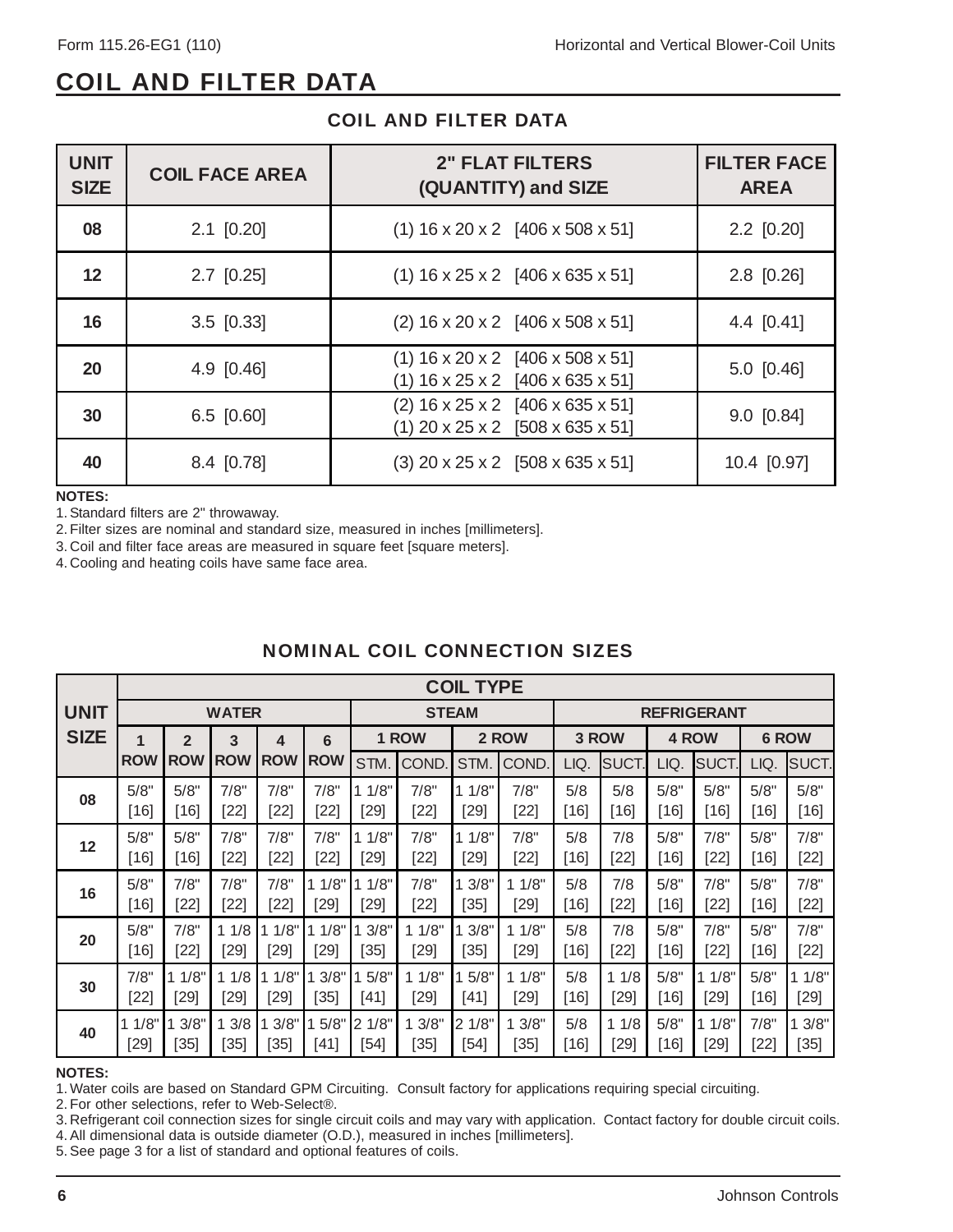## COIL AND FILTER DATA

### COIL AND FILTER DATA

| UNIT SIZE | COIL FACE AREA | 2" FLAT FILTERS (QUANTITY) and SIZE | FILTER FACE AREA |
|---|---|---|---|
| 08 | 2.1 [0.20] | (1) 16 x 20 x 2 [406 x 508 x 51] | 2.2 [0.20] |
| 12 | 2.7 [0.25] | (1) 16 x 25 x 2 [406 x 635 x 51] | 2.8 [0.26] |
| 16 | 3.5 [0.33] | (2) 16 x 20 x 2 [406 x 508 x 51] | 4.4 [0.41] |
| 20 | 4.9 [0.46] | (1) 16 x 20 x 2 [406 x 508 x 51]<br>(1) 16 x 25 x 2 [406 x 635 x 51] | 5.0 [0.46] |
| 30 | 6.5 [0.60] | (2) 16 x 25 x 2 [406 x 635 x 51]<br>(1) 20 x 25 x 2 [508 x 635 x 51] | 9.0 [0.84] |
| 40 | 8.4 [0.78] | (3) 20 x 25 x 2 [508 x 635 x 51] | 10.4 [0.97] |

**NOTES:**

1. Standard filters are 2" throwaway.
2. Filter sizes are nominal and standard size, measured in inches [millimeters].
3. Coil and filter face areas are measured in square feet [square meters].
4. Cooling and heating coils have same face area.

### NOMINAL COIL CONNECTION SIZES

| UNIT SIZE | COIL TYPE | | | | | | | | | | | | | | | |
|---|---|---|---|---|---|---|---|---|---|---|---|---|---|---|---|---|
| | WATER | | | | | STEAM | | | | REFRIGERANT | | | | | | |
| | 1 ROW | 2 ROW | 3 ROW | 4 ROW | 6 ROW | 1 ROW | | 2 ROW | | 3 ROW | | 4 ROW | | 6 ROW | | |
| | | | | | | STM. | COND. | STM. | COND. | LIQ. | SUCT. | LIQ. | SUCT. | LIQ. | SUCT. |
| 08 | 5/8" [16] | 5/8" [16] | 7/8" [22] | 7/8" [22] | 7/8" [22] | 1 1/8" [29] | 7/8" [22] | 1 1/8" [29] | 7/8" [22] | 5/8 [16] | 5/8 [16] | 5/8" [16] | 5/8" [16] | 5/8" [16] | 5/8" [16] |
| 12 | 5/8" [16] | 5/8" [16] | 7/8" [22] | 7/8" [22] | 7/8" [22] | 1 1/8" [29] | 7/8" [22] | 1 1/8" [29] | 7/8" [22] | 5/8 [16] | 7/8 [22] | 5/8" [16] | 7/8" [22] | 5/8" [16] | 7/8" [22] |
| 16 | 5/8" [16] | 7/8" [22] | 7/8" [22] | 7/8" [22] | 1 1/8" [29] | 1 1/8" [29] | 7/8" [22] | 1 3/8" [35] | 1 1/8" [29] | 5/8 [16] | 7/8 [22] | 5/8" [16] | 7/8" [22] | 5/8" [16] | 7/8" [22] |
| 20 | 5/8" [16] | 7/8" [22] | 1 1/8 [29] | 1 1/8" [29] | 1 1/8" [29] | 1 3/8" [35] | 1 1/8" [29] | 1 3/8" [35] | 1 1/8" [29] | 5/8 [16] | 7/8 [22] | 5/8" [16] | 7/8" [22] | 5/8" [16] | 7/8" [22] |
| 30 | 7/8" [22] | 1 1/8" [29] | 1 1/8 [29] | 1 1/8" [29] | 1 3/8" [35] | 1 5/8" [41] | 1 1/8" [29] | 1 5/8" [41] | 1 1/8" [29] | 5/8 [16] | 1 1/8 [29] | 5/8" [16] | 1 1/8" [29] | 5/8" [16] | 1 1/8" [29] |
| 40 | 1 1/8" [29] | 1 3/8" [35] | 1 3/8 [35] | 1 3/8" [35] | 1 5/8" [41] | 2 1/8" [54] | 1 3/8" [35] | 2 1/8" [54] | 1 3/8" [35] | 5/8 [16] | 1 1/8 [29] | 5/8" [16] | 1 1/8" [29] | 7/8" [22] | 1 3/8" [35] |

**NOTES:**

1. Water coils are based on Standard GPM Circuiting. Consult factory for applications requiring special circuiting.
2. For other selections, refer to Web-Select®.
3. Refrigerant coil connection sizes for single circuit coils and may vary with application. Contact factory for double circuit coils.
4. All dimensional data is outside diameter (O.D.), measured in inches [millimeters].
5. See page 3 for a list of standard and optional features of coils.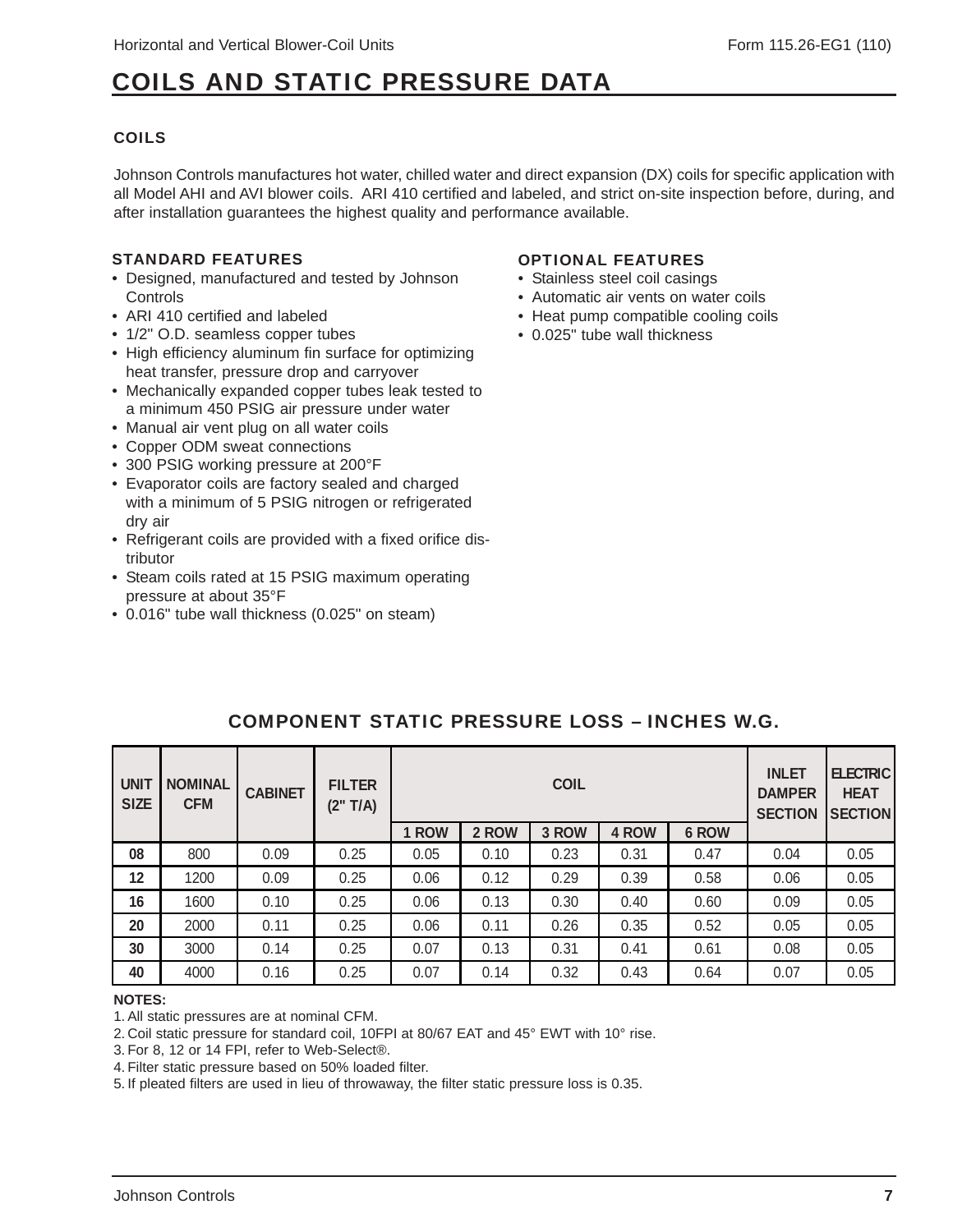# COILS AND STATIC PRESSURE DATA

## COILS

Johnson Controls manufactures hot water, chilled water and direct expansion (DX) coils for specific application with all Model AHI and AVI blower coils. ARI 410 certified and labeled, and strict on-site inspection before, during, and after installation guarantees the highest quality and performance available.

### STANDARD FEATURES

- Designed, manufactured and tested by Johnson Controls
- ARI 410 certified and labeled
- 1/2" O.D. seamless copper tubes
- High efficiency aluminum fin surface for optimizing heat transfer, pressure drop and carryover
- Mechanically expanded copper tubes leak tested to a minimum 450 PSIG air pressure under water
- Manual air vent plug on all water coils
- Copper ODM sweat connections
- 300 PSIG working pressure at 200°F
- Evaporator coils are factory sealed and charged with a minimum of 5 PSIG nitrogen or refrigerated dry air
- Refrigerant coils are provided with a fixed orifice distributor
- Steam coils rated at 15 PSIG maximum operating pressure at about 35°F
- 0.016" tube wall thickness (0.025" on steam)

### OPTIONAL FEATURES

- Stainless steel coil casings
- Automatic air vents on water coils
- Heat pump compatible cooling coils
- 0.025" tube wall thickness

## COMPONENT STATIC PRESSURE LOSS – INCHES W.G.

| UNIT SIZE | NOMINAL CFM | CABINET | FILTER (2" T/A) | COIL | | | | | INLET DAMPER SECTION | ELECTRIC HEAT SECTION |
|---|---|---|---|---|---|---|---|---|---|---|
| | | | | 1 ROW | 2 ROW | 3 ROW | 4 ROW | 6 ROW | | |
| **08** | 800 | 0.09 | 0.25 | 0.05 | 0.10 | 0.23 | 0.31 | 0.47 | 0.04 | 0.05 |
| **12** | 1200 | 0.09 | 0.25 | 0.06 | 0.12 | 0.29 | 0.39 | 0.58 | 0.06 | 0.05 |
| **16** | 1600 | 0.10 | 0.25 | 0.06 | 0.13 | 0.30 | 0.40 | 0.60 | 0.09 | 0.05 |
| **20** | 2000 | 0.11 | 0.25 | 0.06 | 0.11 | 0.26 | 0.35 | 0.52 | 0.05 | 0.05 |
| **30** | 3000 | 0.14 | 0.25 | 0.07 | 0.13 | 0.31 | 0.41 | 0.61 | 0.08 | 0.05 |
| **40** | 4000 | 0.16 | 0.25 | 0.07 | 0.14 | 0.32 | 0.43 | 0.64 | 0.07 | 0.05 |

**NOTES:**

1. All static pressures are at nominal CFM.
2. Coil static pressure for standard coil, 10FPI at 80/67 EAT and 45° EWT with 10° rise.
3. For 8, 12 or 14 FPI, refer to Web-Select®.
4. Filter static pressure based on 50% loaded filter.
5. If pleated filters are used in lieu of throwaway, the filter static pressure loss is 0.35.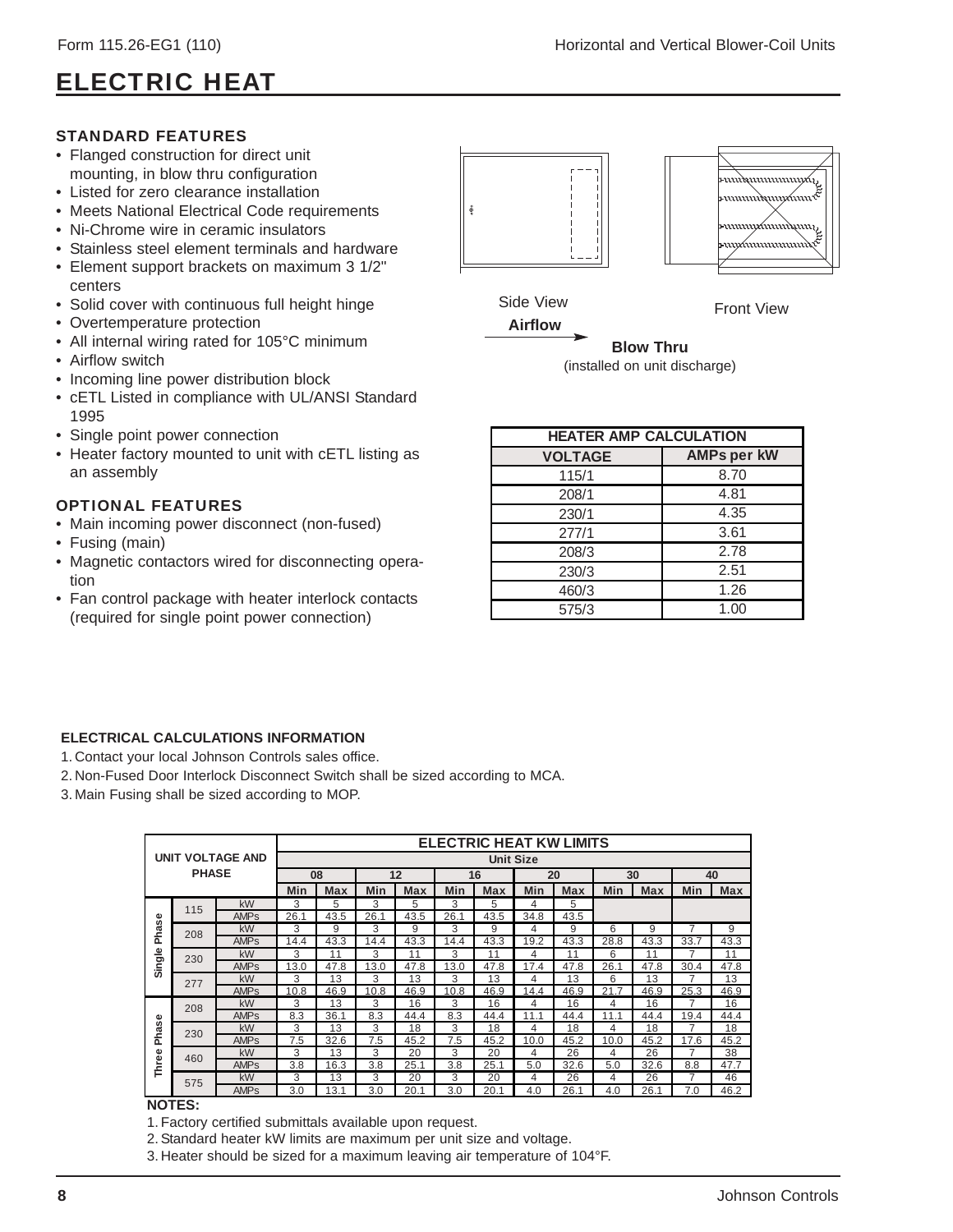# ELECTRIC HEAT

### STANDARD FEATURES

- Flanged construction for direct unit mounting, in blow thru configuration
- Listed for zero clearance installation
- Meets National Electrical Code requirements
- Ni-Chrome wire in ceramic insulators
- Stainless steel element terminals and hardware
- Element support brackets on maximum 3 1/2" centers
- Solid cover with continuous full height hinge
- Overtemperature protection
- All internal wiring rated for 105°C minimum
- Airflow switch
- Incoming line power distribution block
- cETL Listed in compliance with UL/ANSI Standard 1995
- Single point power connection
- Heater factory mounted to unit with cETL listing as an assembly

### OPTIONAL FEATURES

- Main incoming power disconnect (non-fused)
- Fusing (main)
- Magnetic contactors wired for disconnecting operation
- Fan control package with heater interlock contacts (required for single point power connection)

Side View

Front View

**Airflow**

**Blow Thru**
(installed on unit discharge)

| HEATER AMP CALCULATION | |
|---|---|
| **VOLTAGE** | **AMPs per kW** |
| 115/1 | 8.70 |
| 208/1 | 4.81 |
| 230/1 | 4.35 |
| 277/1 | 3.61 |
| 208/3 | 2.78 |
| 230/3 | 2.51 |
| 460/3 | 1.26 |
| 575/3 | 1.00 |

**ELECTRICAL CALCULATIONS INFORMATION**

1. Contact your local Johnson Controls sales office.
2. Non-Fused Door Interlock Disconnect Switch shall be sized according to MCA.
3. Main Fusing shall be sized according to MOP.

| UNIT VOLTAGE AND PHASE | | | ELECTRIC HEAT KW LIMITS | | | | | | | | | | | |
|---|---|---|---|---|---|---|---|---|---|---|---|---|---|---|
| | | | Unit Size | | | | | | | | | | | |
| | | | 08 | | 12 | | 16 | | 20 | | 30 | | 40 | |
| | | | Min | Max | Min | Max | Min | Max | Min | Max | Min | Max | Min | Max |
| Single Phase | 115 | kW | 3 | 5 | 3 | 5 | 3 | 5 | 4 | 5 | | | | |
| | | AMPs | 26.1 | 43.5 | 26.1 | 43.5 | 26.1 | 43.5 | 34.8 | 43.5 | | | | |
| | 208 | kW | 3 | 9 | 3 | 9 | 3 | 9 | 4 | 9 | 6 | 9 | 7 | 9 |
| | | AMPs | 14.4 | 43.3 | 14.4 | 43.3 | 14.4 | 43.3 | 19.2 | 43.3 | 28.8 | 43.3 | 33.7 | 43.3 |
| | 230 | kW | 3 | 11 | 3 | 11 | 3 | 11 | 4 | 11 | 6 | 11 | 7 | 11 |
| | | AMPs | 13.0 | 47.8 | 13.0 | 47.8 | 13.0 | 47.8 | 17.4 | 47.8 | 26.1 | 47.8 | 30.4 | 47.8 |
| | 277 | kW | 3 | 13 | 3 | 13 | 3 | 13 | 4 | 13 | 6 | 13 | 7 | 13 |
| | | AMPs | 10.8 | 46.9 | 10.8 | 46.9 | 10.8 | 46.9 | 14.4 | 46.9 | 21.7 | 46.9 | 25.3 | 46.9 |
| Three Phase | 208 | kW | 3 | 13 | 3 | 16 | 3 | 16 | 4 | 16 | 4 | 16 | 7 | 16 |
| | | AMPs | 8.3 | 36.1 | 8.3 | 44.4 | 8.3 | 44.4 | 11.1 | 44.4 | 11.1 | 44.4 | 19.4 | 44.4 |
| | 230 | kW | 3 | 13 | 3 | 18 | 3 | 18 | 4 | 18 | 4 | 18 | 7 | 18 |
| | | AMPs | 7.5 | 32.6 | 7.5 | 45.2 | 7.5 | 45.2 | 10.0 | 45.2 | 10.0 | 45.2 | 17.6 | 45.2 |
| | 460 | kW | 3 | 13 | 3 | 20 | 3 | 20 | 4 | 26 | 4 | 26 | 7 | 38 |
| | | AMPs | 3.8 | 16.3 | 3.8 | 25.1 | 3.8 | 25.1 | 5.0 | 32.6 | 5.0 | 32.6 | 8.8 | 47.7 |
| | 575 | kW | 3 | 13 | 3 | 20 | 3 | 20 | 4 | 26 | 4 | 26 | 7 | 46 |
| | | AMPs | 3.0 | 13.1 | 3.0 | 20.1 | 3.0 | 20.1 | 4.0 | 26.1 | 4.0 | 26.1 | 7.0 | 46.2 |

**NOTES:**

1. Factory certified submittals available upon request.
2. Standard heater kW limits are maximum per unit size and voltage.
3. Heater should be sized for a maximum leaving air temperature of 104°F.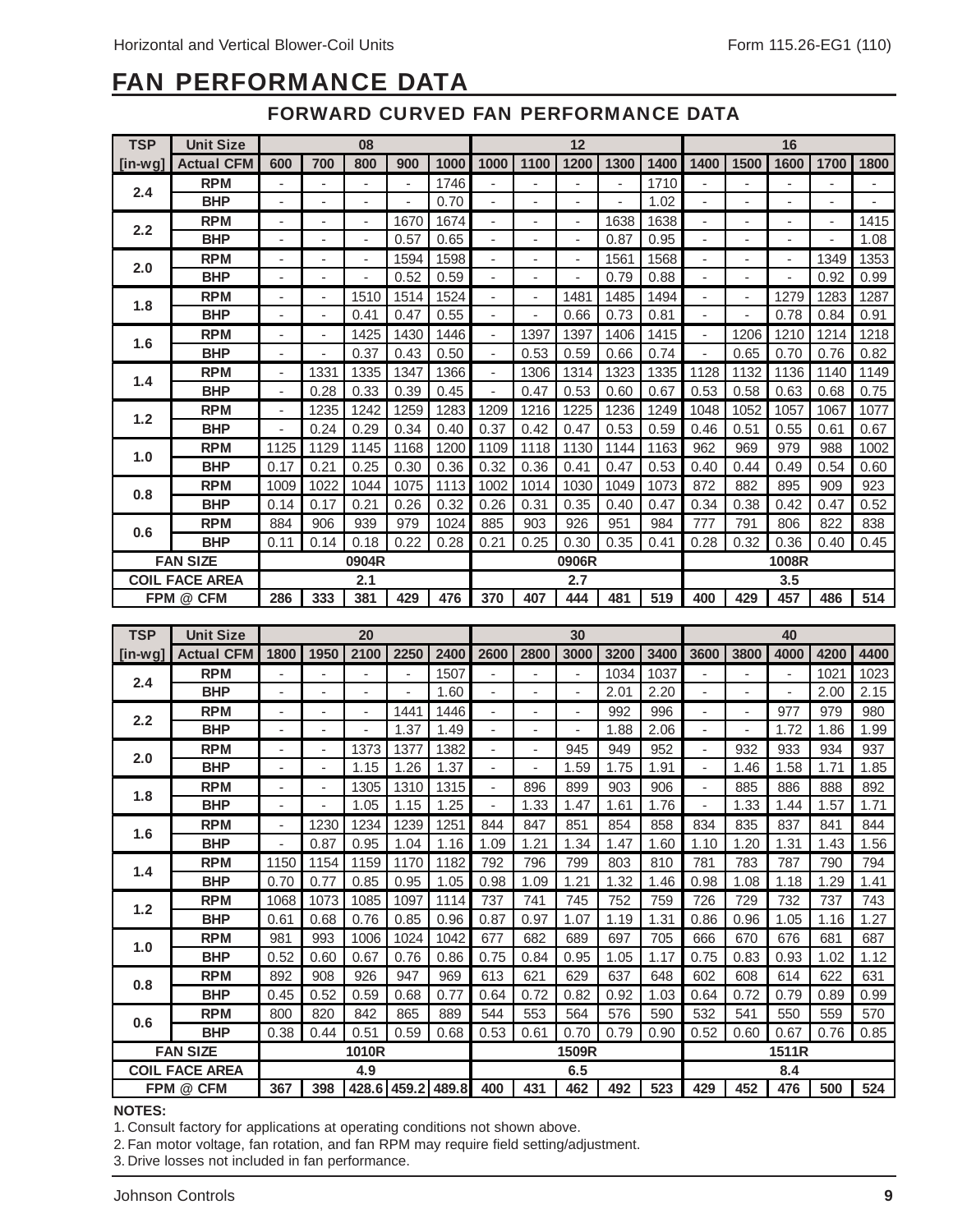# FAN PERFORMANCE DATA

## FORWARD CURVED FAN PERFORMANCE DATA

| TSP | Unit Size | 08 | | | | | 12 | | | | | 16 | | | | |
|---|---|---|---|---|---|---|---|---|---|---|---|---|---|---|---|---|
| [in-wg] | Actual CFM | 600 | 700 | 800 | 900 | 1000 | 1000 | 1100 | 1200 | 1300 | 1400 | 1400 | 1500 | 1600 | 1700 | 1800 |
| 2.4 | RPM | - | - | - | - | 1746 | - | - | - | - | 1710 | - | - | - | - | - |
| | BHP | - | - | - | - | 0.70 | - | - | - | - | 1.02 | - | - | - | - | - |
| 2.2 | RPM | - | - | - | 1670 | 1674 | - | - | - | 1638 | 1638 | - | - | - | - | 1415 |
| | BHP | - | - | - | 0.57 | 0.65 | - | - | - | 0.87 | 0.95 | - | - | - | - | 1.08 |
| 2.0 | RPM | - | - | - | 1594 | 1598 | - | - | - | 1561 | 1568 | - | - | - | 1349 | 1353 |
| | BHP | - | - | - | 0.52 | 0.59 | - | - | - | 0.79 | 0.88 | - | - | - | 0.92 | 0.99 |
| 1.8 | RPM | - | - | 1510 | 1514 | 1524 | - | - | 1481 | 1485 | 1494 | - | - | 1279 | 1283 | 1287 |
| | BHP | - | - | 0.41 | 0.47 | 0.55 | - | - | 0.66 | 0.73 | 0.81 | - | - | 0.78 | 0.84 | 0.91 |
| 1.6 | RPM | - | - | 1425 | 1430 | 1446 | - | 1397 | 1397 | 1406 | 1415 | - | 1206 | 1210 | 1214 | 1218 |
| | BHP | - | - | 0.37 | 0.43 | 0.50 | - | 0.53 | 0.59 | 0.66 | 0.74 | - | 0.65 | 0.70 | 0.76 | 0.82 |
| 1.4 | RPM | - | 1331 | 1335 | 1347 | 1366 | - | 1306 | 1314 | 1323 | 1335 | 1128 | 1132 | 1136 | 1140 | 1149 |
| | BHP | - | 0.28 | 0.33 | 0.39 | 0.45 | - | 0.47 | 0.53 | 0.60 | 0.67 | 0.53 | 0.58 | 0.63 | 0.68 | 0.75 |
| 1.2 | RPM | - | 1235 | 1242 | 1259 | 1283 | 1209 | 1216 | 1225 | 1236 | 1249 | 1048 | 1052 | 1057 | 1067 | 1077 |
| | BHP | - | 0.24 | 0.29 | 0.34 | 0.40 | 0.37 | 0.42 | 0.47 | 0.53 | 0.59 | 0.46 | 0.51 | 0.55 | 0.61 | 0.67 |
| 1.0 | RPM | 1125 | 1129 | 1145 | 1168 | 1200 | 1109 | 1118 | 1130 | 1144 | 1163 | 962 | 969 | 979 | 988 | 1002 |
| | BHP | 0.17 | 0.21 | 0.25 | 0.30 | 0.36 | 0.32 | 0.36 | 0.41 | 0.47 | 0.53 | 0.40 | 0.44 | 0.49 | 0.54 | 0.60 |
| 0.8 | RPM | 1009 | 1022 | 1044 | 1075 | 1113 | 1002 | 1014 | 1030 | 1049 | 1073 | 872 | 882 | 895 | 909 | 923 |
| | BHP | 0.14 | 0.17 | 0.21 | 0.26 | 0.32 | 0.26 | 0.31 | 0.35 | 0.40 | 0.47 | 0.34 | 0.38 | 0.42 | 0.47 | 0.52 |
| 0.6 | RPM | 884 | 906 | 939 | 979 | 1024 | 885 | 903 | 926 | 951 | 984 | 777 | 791 | 806 | 822 | 838 |
| | BHP | 0.11 | 0.14 | 0.18 | 0.22 | 0.28 | 0.21 | 0.25 | 0.30 | 0.35 | 0.41 | 0.28 | 0.32 | 0.36 | 0.40 | 0.45 |
| FAN SIZE | | 0904R | | | | | 0906R | | | | | 1008R | | | | |
| COIL FACE AREA | | 2.1 | | | | | 2.7 | | | | | 3.5 | | | | |
| FPM @ CFM | | 286 | 333 | 381 | 429 | 476 | 370 | 407 | 444 | 481 | 519 | 400 | 429 | 457 | 486 | 514 |

| TSP | Unit Size | 20 | | | | | 30 | | | | | 40 | | | | |
|---|---|---|---|---|---|---|---|---|---|---|---|---|---|---|---|---|
| [in-wg] | Actual CFM | 1800 | 1950 | 2100 | 2250 | 2400 | 2600 | 2800 | 3000 | 3200 | 3400 | 3600 | 3800 | 4000 | 4200 | 4400 |
| 2.4 | RPM | - | - | - | - | 1507 | - | - | - | 1034 | 1037 | - | - | - | 1021 | 1023 |
| | BHP | - | - | - | - | 1.60 | - | - | - | 2.01 | 2.20 | - | - | - | 2.00 | 2.15 |
| 2.2 | RPM | - | - | - | 1441 | 1446 | - | - | - | 992 | 996 | - | - | 977 | 979 | 980 |
| | BHP | - | - | - | 1.37 | 1.49 | - | - | - | 1.88 | 2.06 | - | - | 1.72 | 1.86 | 1.99 |
| 2.0 | RPM | - | - | 1373 | 1377 | 1382 | - | - | 945 | 949 | 952 | - | 932 | 933 | 934 | 937 |
| | BHP | - | - | 1.15 | 1.26 | 1.37 | - | - | 1.59 | 1.75 | 1.91 | - | 1.46 | 1.58 | 1.71 | 1.85 |
| 1.8 | RPM | - | - | 1305 | 1310 | 1315 | - | 896 | 899 | 903 | 906 | - | 885 | 886 | 888 | 892 |
| | BHP | - | - | 1.05 | 1.15 | 1.25 | - | 1.33 | 1.47 | 1.61 | 1.76 | - | 1.33 | 1.44 | 1.57 | 1.71 |
| 1.6 | RPM | - | 1230 | 1234 | 1239 | 1251 | 844 | 847 | 851 | 854 | 858 | 834 | 835 | 837 | 841 | 844 |
| | BHP | - | 0.87 | 0.95 | 1.04 | 1.16 | 1.09 | 1.21 | 1.34 | 1.47 | 1.60 | 1.10 | 1.20 | 1.31 | 1.43 | 1.56 |
| 1.4 | RPM | 1150 | 1154 | 1159 | 1170 | 1182 | 792 | 796 | 799 | 803 | 810 | 781 | 783 | 787 | 790 | 794 |
| | BHP | 0.70 | 0.77 | 0.85 | 0.95 | 1.05 | 0.98 | 1.09 | 1.21 | 1.32 | 1.46 | 0.98 | 1.08 | 1.18 | 1.29 | 1.41 |
| 1.2 | RPM | 1068 | 1073 | 1085 | 1097 | 1114 | 737 | 741 | 745 | 752 | 759 | 726 | 729 | 732 | 737 | 743 |
| | BHP | 0.61 | 0.68 | 0.76 | 0.85 | 0.96 | 0.87 | 0.97 | 1.07 | 1.19 | 1.31 | 0.86 | 0.96 | 1.05 | 1.16 | 1.27 |
| 1.0 | RPM | 981 | 993 | 1006 | 1024 | 1042 | 677 | 682 | 689 | 697 | 705 | 666 | 670 | 676 | 681 | 687 |
| | BHP | 0.52 | 0.60 | 0.67 | 0.76 | 0.86 | 0.75 | 0.84 | 0.95 | 1.05 | 1.17 | 0.75 | 0.83 | 0.93 | 1.02 | 1.12 |
| 0.8 | RPM | 892 | 908 | 926 | 947 | 969 | 613 | 621 | 629 | 637 | 648 | 602 | 608 | 614 | 622 | 631 |
| | BHP | 0.45 | 0.52 | 0.59 | 0.68 | 0.77 | 0.64 | 0.72 | 0.82 | 0.92 | 1.03 | 0.64 | 0.72 | 0.79 | 0.89 | 0.99 |
| 0.6 | RPM | 800 | 820 | 842 | 865 | 889 | 544 | 553 | 564 | 576 | 590 | 532 | 541 | 550 | 559 | 570 |
| | BHP | 0.38 | 0.44 | 0.51 | 0.59 | 0.68 | 0.53 | 0.61 | 0.70 | 0.79 | 0.90 | 0.52 | 0.60 | 0.67 | 0.76 | 0.85 |
| FAN SIZE | | 1010R | | | | | 1509R | | | | | 1511R | | | | |
| COIL FACE AREA | | 4.9 | | | | | 6.5 | | | | | 8.4 | | | | |
| FPM @ CFM | | 367 | 398 | 428.6 | 459.2 | 489.8 | 400 | 431 | 462 | 492 | 523 | 429 | 452 | 476 | 500 | 524 |

**NOTES:**

1. Consult factory for applications at operating conditions not shown above.
2. Fan motor voltage, fan rotation, and fan RPM may require field setting/adjustment.
3. Drive losses not included in fan performance.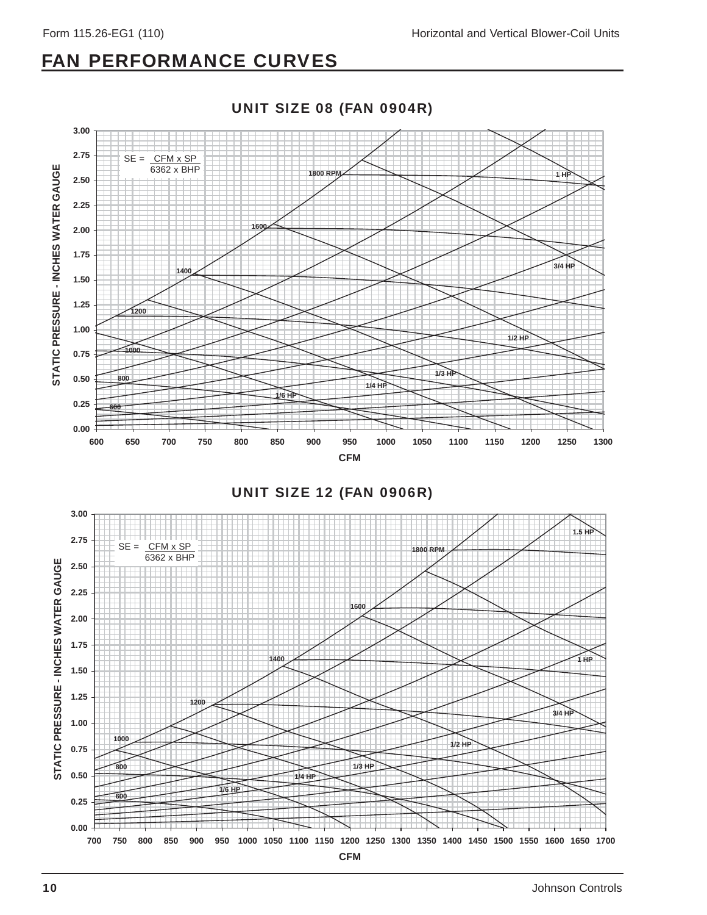# FAN PERFORMANCE CURVES

## UNIT SIZE 08 (FAN 0904R)

$$SE = \frac{CFM \times SP}{6362 \times BHP}$$

STATIC PRESSURE - INCHES WATER GAUGE

3.00, 2.75, 2.50, 2.25, 2.00, 1.75, 1.50, 1.25, 1.00, 0.75, 0.50, 0.25, 0.00

1800 RPM, 1600, 1400, 1200, 1000, 800, 600

1 HP, 3/4 HP, 1/2 HP, 1/3 HP, 1/4 HP, 1/6 HP

600, 650, 700, 750, 800, 850, 900, 950, 1000, 1050, 1100, 1150, 1200, 1250, 1300

CFM

## UNIT SIZE 12 (FAN 0906R)

$$SE = \frac{CFM \times SP}{6362 \times BHP}$$

STATIC PRESSURE - INCHES WATER GAUGE

3.00, 2.75, 2.50, 2.25, 2.00, 1.75, 1.50, 1.25, 1.00, 0.75, 0.50, 0.25, 0.00

1800 RPM, 1600, 1400, 1200, 1000, 800, 600

1.5 HP, 1 HP, 3/4 HP, 1/2 HP, 1/3 HP, 1/4 HP, 1/6 HP

700, 750, 800, 850, 900, 950, 1000, 1050, 1100, 1150, 1200, 1250, 1300, 1350, 1400, 1450, 1500, 1550, 1600, 1650, 1700

CFM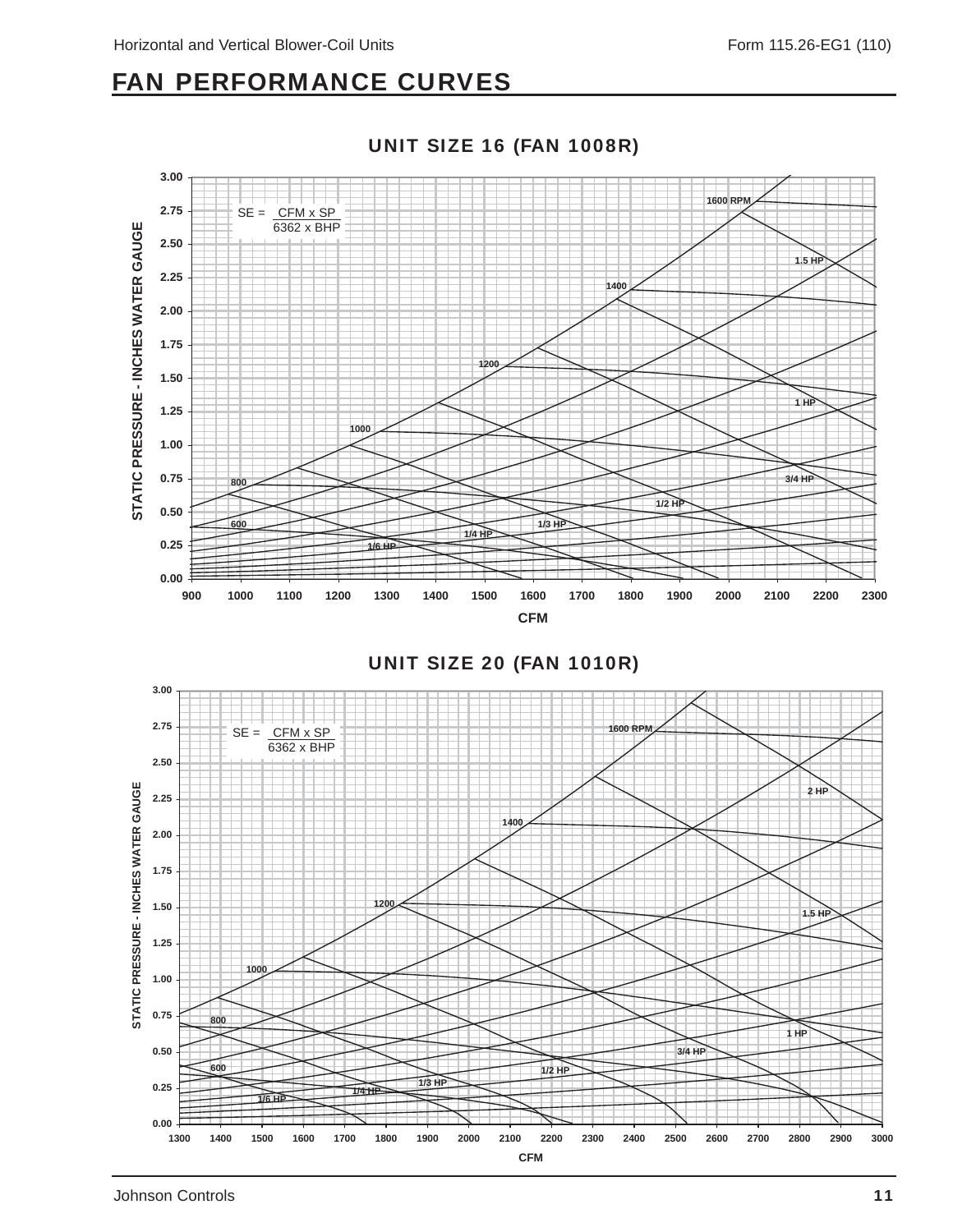## FAN PERFORMANCE CURVES

### UNIT SIZE 16 (FAN 1008R)

$$SE = \frac{CFM \times SP}{6362 \times BHP}$$

STATIC PRESSURE - INCHES WATER GAUGE

RPM curves: 600, 800, 1000, 1200, 1400, 1600 RPM

HP curves: 1/6 HP, 1/4 HP, 1/3 HP, 1/2 HP, 3/4 HP, 1 HP, 1.5 HP

Static pressure axis: 0.00, 0.25, 0.50, 0.75, 1.00, 1.25, 1.50, 1.75, 2.00, 2.25, 2.50, 2.75, 3.00

CFM axis: 900, 1000, 1100, 1200, 1300, 1400, 1500, 1600, 1700, 1800, 1900, 2000, 2100, 2200, 2300

CFM

### UNIT SIZE 20 (FAN 1010R)

$$SE = \frac{CFM \times SP}{6362 \times BHP}$$

STATIC PRESSURE - INCHES WATER GAUGE

RPM curves: 600, 800, 1000, 1200, 1400, 1600 RPM

HP curves: 1/6 HP, 1/4 HP, 1/3 HP, 1/2 HP, 3/4 HP, 1 HP, 1.5 HP, 2 HP

Static pressure axis: 0.00, 0.25, 0.50, 0.75, 1.00, 1.25, 1.50, 1.75, 2.00, 2.25, 2.50, 2.75, 3.00

CFM axis: 1300, 1400, 1500, 1600, 1700, 1800, 1900, 2000, 2100, 2200, 2300, 2400, 2500, 2600, 2700, 2800, 2900, 3000

CFM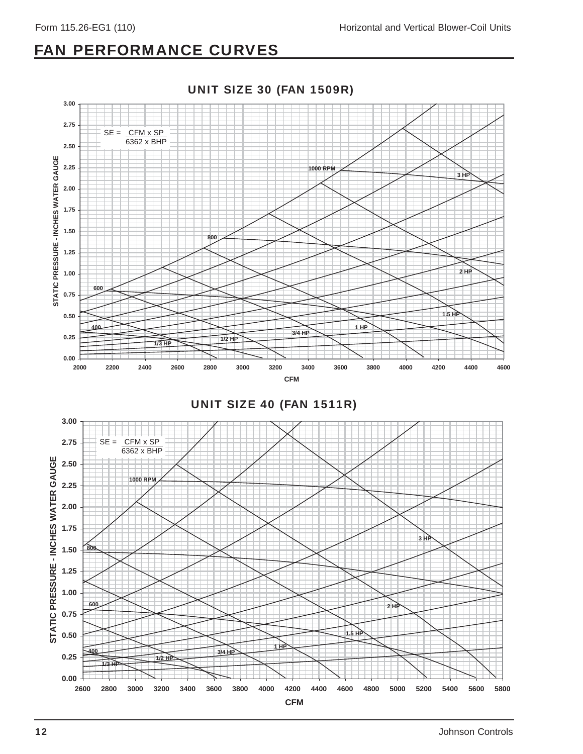## FAN PERFORMANCE CURVES

### UNIT SIZE 30 (FAN 1509R)

$$SE = \frac{CFM \times SP}{6362 \times BHP}$$

STATIC PRESSURE - INCHES WATER GAUGE

1000 RPM, 800, 600, 400

3 HP, 2 HP, 1.5 HP, 1 HP, 3/4 HP, 1/2 HP, 1/3 HP

CFM

### UNIT SIZE 40 (FAN 1511R)

$$SE = \frac{CFM \times SP}{6362 \times BHP}$$

STATIC PRESSURE - INCHES WATER GAUGE

1000 RPM, 800, 600, 400

3 HP, 2 HP, 1.5 HP, 1 HP, 3/4 HP, 1/2 HP, 1/3 HP

CFM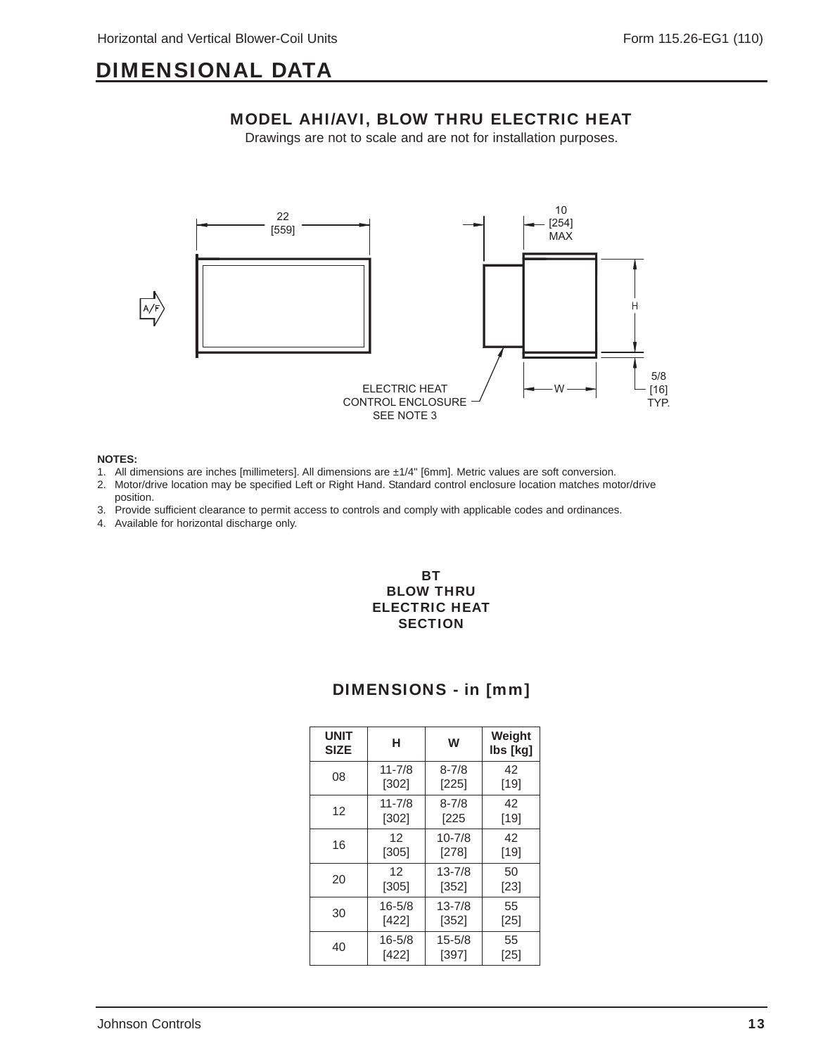# DIMENSIONAL DATA

## MODEL AHI/AVI, BLOW THRU ELECTRIC HEAT

Drawings are not to scale and are not for installation purposes.

22 [559]

10 [254] MAX

A/F

H

5/8 [16] TYP.

W

ELECTRIC HEAT CONTROL ENCLOSURE SEE NOTE 3

**NOTES:**

1. All dimensions are inches [millimeters]. All dimensions are ±1/4" [6mm]. Metric values are soft conversion.
2. Motor/drive location may be specified Left or Right Hand. Standard control enclosure location matches motor/drive position.
3. Provide sufficient clearance to permit access to controls and comply with applicable codes and ordinances.
4. Available for horizontal discharge only.

**BT**
**BLOW THRU**
**ELECTRIC HEAT**
**SECTION**

## DIMENSIONS - in [mm]

| UNIT SIZE | H | W | Weight lbs [kg] |
|---|---|---|---|
| 08 | 11-7/8 [302] | 8-7/8 [225] | 42 [19] |
| 12 | 11-7/8 [302] | 8-7/8 [225 | 42 [19] |
| 16 | 12 [305] | 10-7/8 [278] | 42 [19] |
| 20 | 12 [305] | 13-7/8 [352] | 50 [23] |
| 30 | 16-5/8 [422] | 13-7/8 [352] | 55 [25] |
| 40 | 16-5/8 [422] | 15-5/8 [397] | 55 [25] |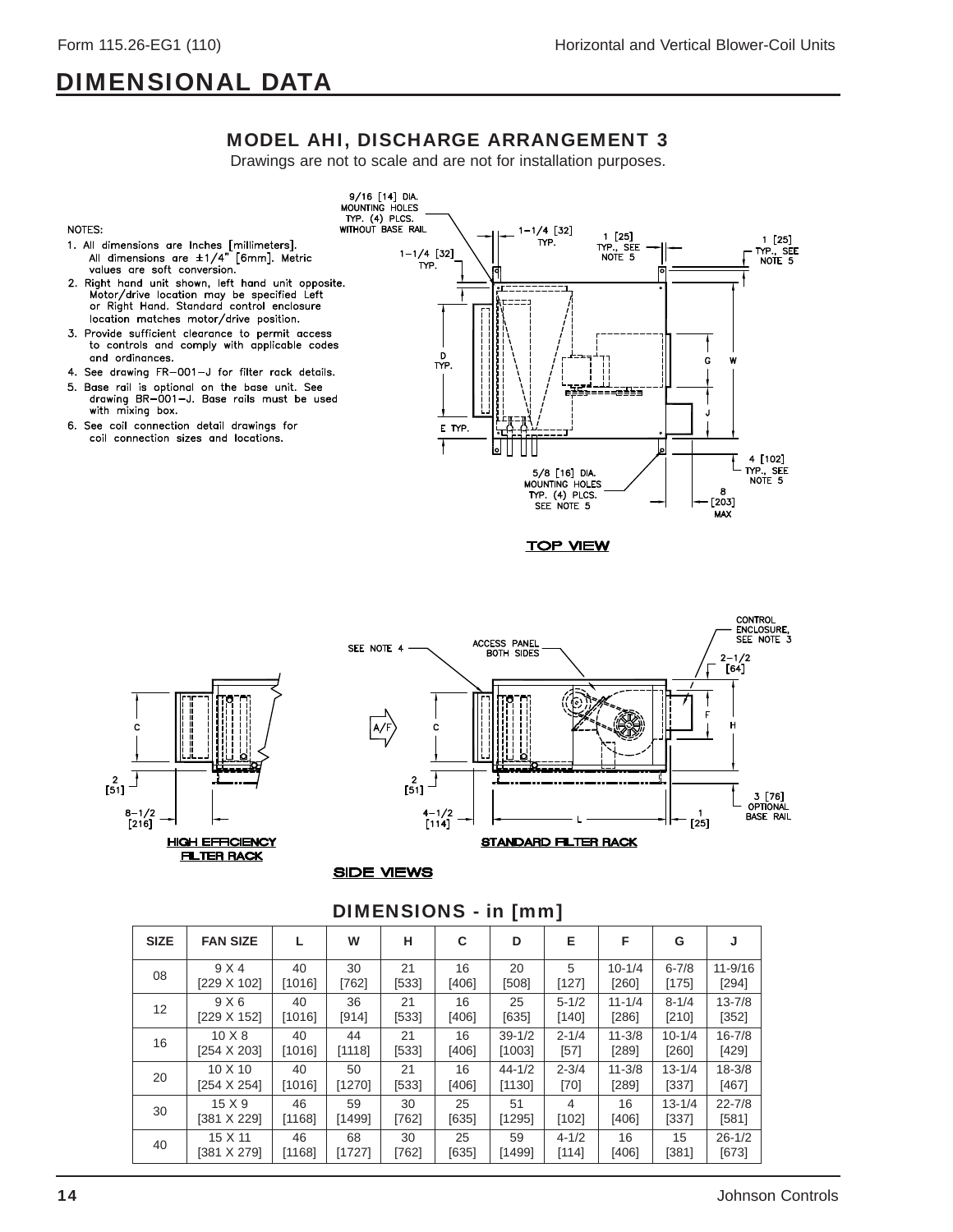## DIMENSIONAL DATA

### MODEL AHI, DISCHARGE ARRANGEMENT 3

Drawings are not to scale and are not for installation purposes.

NOTES:

1. All dimensions are Inches [millimeters]. All dimensions are ±1/4" [6mm]. Metric values are soft conversion.
2. Right hand unit shown, left hand unit opposite. Motor/drive location may be specified Left or Right Hand. Standard control enclosure location matches motor/drive position.
3. Provide sufficient clearance to permit access to controls and comply with applicable codes and ordinances.
4. See drawing FR–001–J for filter rack details.
5. Base rail is optional on the base unit. See drawing BR–001–J. Base rails must be used with mixing box.
6. See coil connection detail drawings for coil connection sizes and locations.

9/16 [14] DIA. MOUNTING HOLES TYP. (4) PLCS. WITHOUT BASE RAIL

1-1/4 [32] TYP.

1 [25] TYP., SEE NOTE 5

5/8 [16] DIA. MOUNTING HOLES TYP. (4) PLCS. SEE NOTE 5

4 [102] TYP., SEE NOTE 5

8 [203] MAX

TOP VIEW

CONTROL ENCLOSURE, SEE NOTE 3

ACCESS PANEL BOTH SIDES

SEE NOTE 4

2-1/2 [64]

2 [51]

8-1/2 [216]

4-1/2 [114]

1 [25]

3 [76] OPTIONAL BASE RAIL

HIGH EFFICIENCY FILTER RACK

STANDARD FILTER RACK

SIDE VIEWS

### DIMENSIONS - in [mm]

| SIZE | FAN SIZE | L | W | H | C | D | E | F | G | J |
|---|---|---|---|---|---|---|---|---|---|---|
| 08 | 9 X 4 [229 X 102] | 40 [1016] | 30 [762] | 21 [533] | 16 [406] | 20 [508] | 5 [127] | 10-1/4 [260] | 6-7/8 [175] | 11-9/16 [294] |
| 12 | 9 X 6 [229 X 152] | 40 [1016] | 36 [914] | 21 [533] | 16 [406] | 25 [635] | 5-1/2 [140] | 11-1/4 [286] | 8-1/4 [210] | 13-7/8 [352] |
| 16 | 10 X 8 [254 X 203] | 40 [1016] | 44 [1118] | 21 [533] | 16 [406] | 39-1/2 [1003] | 2-1/4 [57] | 11-3/8 [289] | 10-1/4 [260] | 16-7/8 [429] |
| 20 | 10 X 10 [254 X 254] | 40 [1016] | 50 [1270] | 21 [533] | 16 [406] | 44-1/2 [1130] | 2-3/4 [70] | 11-3/8 [289] | 13-1/4 [337] | 18-3/8 [467] |
| 30 | 15 X 9 [381 X 229] | 46 [1168] | 59 [1499] | 30 [762] | 25 [635] | 51 [1295] | 4 [102] | 16 [406] | 13-1/4 [337] | 22-7/8 [581] |
| 40 | 15 X 11 [381 X 279] | 46 [1168] | 68 [1727] | 30 [762] | 25 [635] | 59 [1499] | 4-1/2 [114] | 16 [406] | 15 [381] | 26-1/2 [673] |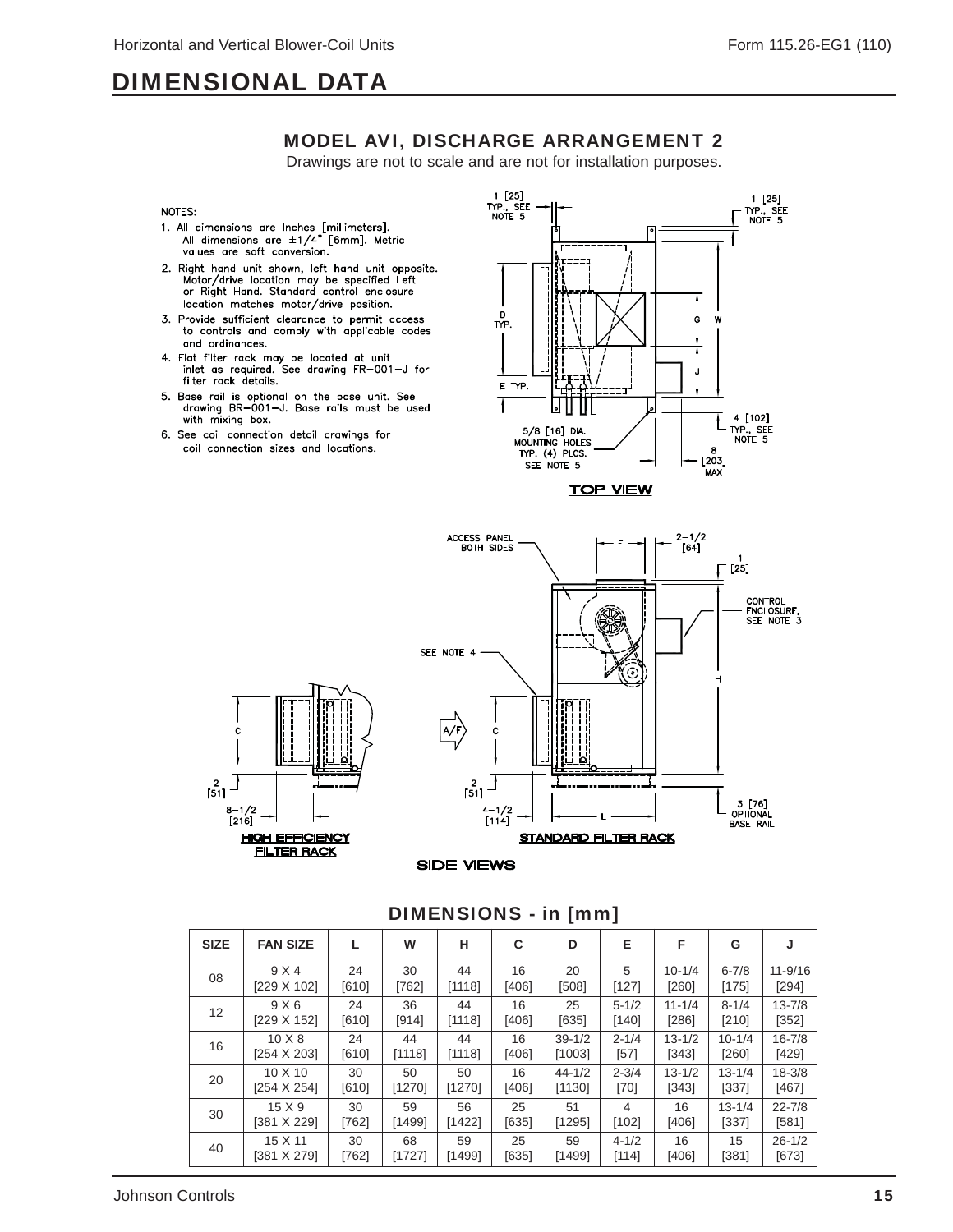# DIMENSIONAL DATA

## MODEL AVI, DISCHARGE ARRANGEMENT 2

Drawings are not to scale and are not for installation purposes.

NOTES:

1. All dimensions are Inches [millimeters]. All dimensions are ±1/4" [6mm]. Metric values are soft conversion.
2. Right hand unit shown, left hand unit opposite. Motor/drive location may be specified Left or Right Hand. Standard control enclosure location matches motor/drive position.
3. Provide sufficient clearance to permit access to controls and comply with applicable codes and ordinances.
4. Flat filter rack may be located at unit inlet as required. See drawing FR–001–J for filter rack details.
5. Base rail is optional on the base unit. See drawing BR–001–J. Base rails must be used with mixing box.
6. See coil connection detail drawings for coil connection sizes and locations.

TOP VIEW

1 [25] TYP., SEE NOTE 5; D TYP.; E TYP.; G; W; J; 4 [102] TYP., SEE NOTE 5; 5/8 [16] DIA. MOUNTING HOLES TYP. (4) PLCS. SEE NOTE 5; 8 [203] MAX

SIDE VIEWS

HIGH EFFICIENCY FILTER RACK: C; 2 [51]; 8-1/2 [216]

STANDARD FILTER RACK: ACCESS PANEL BOTH SIDES; F; 2-1/2 [64]; 1 [25]; CONTROL ENCLOSURE, SEE NOTE 3; SEE NOTE 4; A/F; C; H; 2 [51]; 4-1/2 [114]; L; 3 [76] OPTIONAL BASE RAIL

### DIMENSIONS - in [mm]

| SIZE | FAN SIZE | L | W | H | C | D | E | F | G | J |
|---|---|---|---|---|---|---|---|---|---|---|
| 08 | 9 X 4 [229 X 102] | 24 [610] | 30 [762] | 44 [1118] | 16 [406] | 20 [508] | 5 [127] | 10-1/4 [260] | 6-7/8 [175] | 11-9/16 [294] |
| 12 | 9 X 6 [229 X 152] | 24 [610] | 36 [914] | 44 [1118] | 16 [406] | 25 [635] | 5-1/2 [140] | 11-1/4 [286] | 8-1/4 [210] | 13-7/8 [352] |
| 16 | 10 X 8 [254 X 203] | 24 [610] | 44 [1118] | 44 [1118] | 16 [406] | 39-1/2 [1003] | 2-1/4 [57] | 13-1/2 [343] | 10-1/4 [260] | 16-7/8 [429] |
| 20 | 10 X 10 [254 X 254] | 30 [610] | 50 [1270] | 50 [1270] | 16 [406] | 44-1/2 [1130] | 2-3/4 [70] | 13-1/2 [343] | 13-1/4 [337] | 18-3/8 [467] |
| 30 | 15 X 9 [381 X 229] | 30 [762] | 59 [1499] | 56 [1422] | 25 [635] | 51 [1295] | 4 [102] | 16 [406] | 13-1/4 [337] | 22-7/8 [581] |
| 40 | 15 X 11 [381 X 279] | 30 [762] | 68 [1727] | 59 [1499] | 25 [635] | 59 [1499] | 4-1/2 [114] | 16 [406] | 15 [381] | 26-1/2 [673] |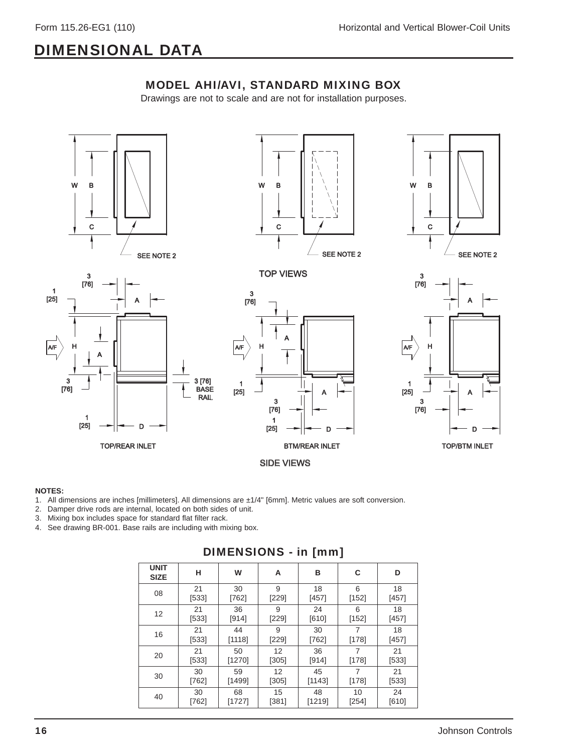# DIMENSIONAL DATA

## MODEL AHI/AVI, STANDARD MIXING BOX

Drawings are not to scale and are not for installation purposes.

TOP VIEWS

SIDE VIEWS

TOP/REAR INLET    BTM/REAR INLET    TOP/BTM INLET

**NOTES:**

1. All dimensions are inches [millimeters]. All dimensions are ±1/4" [6mm]. Metric values are soft conversion.
2. Damper drive rods are internal, located on both sides of unit.
3. Mixing box includes space for standard flat filter rack.
4. See drawing BR-001. Base rails are including with mixing box.

### DIMENSIONS - in [mm]

| UNIT SIZE | H | W | A | B | C | D |
|---|---|---|---|---|---|---|
| 08 | 21 [533] | 30 [762] | 9 [229] | 18 [457] | 6 [152] | 18 [457] |
| 12 | 21 [533] | 36 [914] | 9 [229] | 24 [610] | 6 [152] | 18 [457] |
| 16 | 21 [533] | 44 [1118] | 9 [229] | 30 [762] | 7 [178] | 18 [457] |
| 20 | 21 [533] | 50 [1270] | 12 [305] | 36 [914] | 7 [178] | 21 [533] |
| 30 | 30 [762] | 59 [1499] | 12 [305] | 45 [1143] | 7 [178] | 21 [533] |
| 40 | 30 [762] | 68 [1727] | 15 [381] | 48 [1219] | 10 [254] | 24 [610] |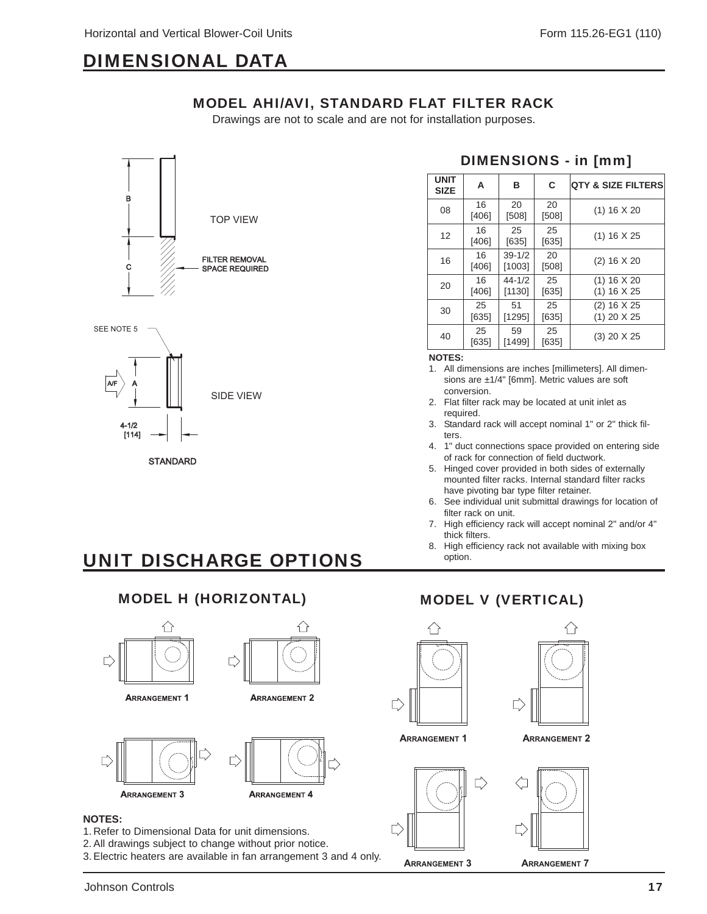# DIMENSIONAL DATA

## MODEL AHI/AVI, STANDARD FLAT FILTER RACK

Drawings are not to scale and are not for installation purposes.

TOP VIEW

B

C

FILTER REMOVAL SPACE REQUIRED

SEE NOTE 5

A/F

A

SIDE VIEW

4-1/2 [114]

STANDARD

### DIMENSIONS - in [mm]

| UNIT SIZE | A | B | C | QTY & SIZE FILTERS |
|---|---|---|---|---|
| 08 | 16 [406] | 20 [508] | 20 [508] | (1) 16 X 20 |
| 12 | 16 [406] | 25 [635] | 25 [635] | (1) 16 X 25 |
| 16 | 16 [406] | 39-1/2 [1003] | 20 [508] | (2) 16 X 20 |
| 20 | 16 [406] | 44-1/2 [1130] | 25 [635] | (1) 16 X 20<br>(1) 16 X 25 |
| 30 | 25 [635] | 51 [1295] | 25 [635] | (2) 16 X 25<br>(1) 20 X 25 |
| 40 | 25 [635] | 59 [1499] | 25 [635] | (3) 20 X 25 |

**NOTES:**

1. All dimensions are inches [millimeters]. All dimensions are ±1/4" [6mm]. Metric values are soft conversion.
2. Flat filter rack may be located at unit inlet as required.
3. Standard rack will accept nominal 1" or 2" thick filters.
4. 1" duct connections space provided on entering side of rack for connection of field ductwork.
5. Hinged cover provided in both sides of externally mounted filter racks. Internal standard filter racks have pivoting bar type filter retainer.
6. See individual unit submittal drawings for location of filter rack on unit.
7. High efficiency rack will accept nominal 2" and/or 4" thick filters.
8. High efficiency rack not available with mixing box option.

# UNIT DISCHARGE OPTIONS

## MODEL H (HORIZONTAL)

ARRANGEMENT 1

ARRANGEMENT 2

ARRANGEMENT 3

ARRANGEMENT 4

## MODEL V (VERTICAL)

ARRANGEMENT 1

ARRANGEMENT 2

ARRANGEMENT 3

ARRANGEMENT 7

**NOTES:**

1. Refer to Dimensional Data for unit dimensions.
2. All drawings subject to change without prior notice.
3. Electric heaters are available in fan arrangement 3 and 4 only.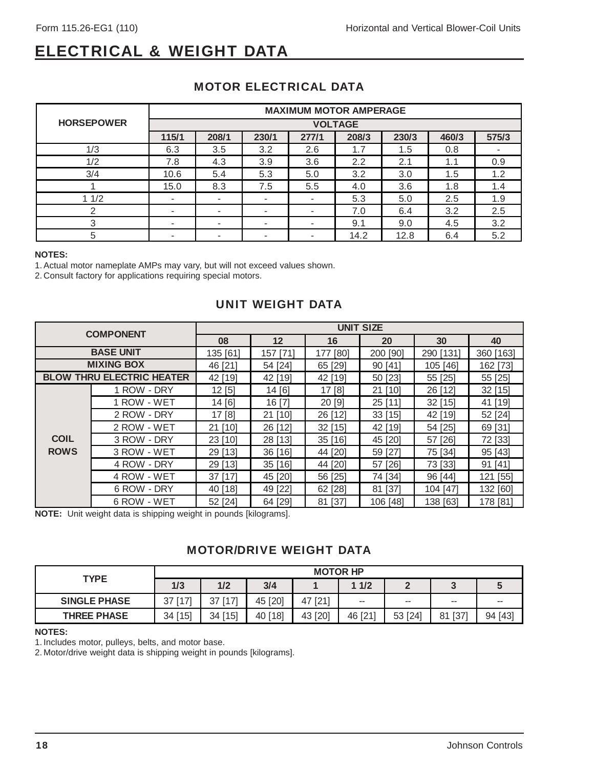# ELECTRICAL & WEIGHT DATA

## MOTOR ELECTRICAL DATA

| HORSEPOWER | MAXIMUM MOTOR AMPERAGE | | | | | | | |
|---|---|---|---|---|---|---|---|---|
| | VOLTAGE | | | | | | | |
| | 115/1 | 208/1 | 230/1 | 277/1 | 208/3 | 230/3 | 460/3 | 575/3 |
| 1/3 | 6.3 | 3.5 | 3.2 | 2.6 | 1.7 | 1.5 | 0.8 | - |
| 1/2 | 7.8 | 4.3 | 3.9 | 3.6 | 2.2 | 2.1 | 1.1 | 0.9 |
| 3/4 | 10.6 | 5.4 | 5.3 | 5.0 | 3.2 | 3.0 | 1.5 | 1.2 |
| 1 | 15.0 | 8.3 | 7.5 | 5.5 | 4.0 | 3.6 | 1.8 | 1.4 |
| 1 1/2 | - | - | - | - | 5.3 | 5.0 | 2.5 | 1.9 |
| 2 | - | - | - | - | 7.0 | 6.4 | 3.2 | 2.5 |
| 3 | - | - | - | - | 9.1 | 9.0 | 4.5 | 3.2 |
| 5 | - | - | - | - | 14.2 | 12.8 | 6.4 | 5.2 |

**NOTES:**

1. Actual motor nameplate AMPs may vary, but will not exceed values shown.
2. Consult factory for applications requiring special motors.

## UNIT WEIGHT DATA

| COMPONENT | | UNIT SIZE | | | | | |
|---|---|---|---|---|---|---|---|
| | | 08 | 12 | 16 | 20 | 30 | 40 |
| BASE UNIT | | 135 [61] | 157 [71] | 177 [80] | 200 [90] | 290 [131] | 360 [163] |
| MIXING BOX | | 46 [21] | 54 [24] | 65 [29] | 90 [41] | 105 [46] | 162 [73] |
| BLOW THRU ELECTRIC HEATER | | 42 [19] | 42 [19] | 42 [19] | 50 [23] | 55 [25] | 55 [25] |
| COIL ROWS | 1 ROW - DRY | 12 [5] | 14 [6] | 17 [8] | 21 [10] | 26 [12] | 32 [15] |
| | 1 ROW - WET | 14 [6] | 16 [7] | 20 [9] | 25 [11] | 32 [15] | 41 [19] |
| | 2 ROW - DRY | 17 [8] | 21 [10] | 26 [12] | 33 [15] | 42 [19] | 52 [24] |
| | 2 ROW - WET | 21 [10] | 26 [12] | 32 [15] | 42 [19] | 54 [25] | 69 [31] |
| | 3 ROW - DRY | 23 [10] | 28 [13] | 35 [16] | 45 [20] | 57 [26] | 72 [33] |
| | 3 ROW - WET | 29 [13] | 36 [16] | 44 [20] | 59 [27] | 75 [34] | 95 [43] |
| | 4 ROW - DRY | 29 [13] | 35 [16] | 44 [20] | 57 [26] | 73 [33] | 91 [41] |
| | 4 ROW - WET | 37 [17] | 45 [20] | 56 [25] | 74 [34] | 96 [44] | 121 [55] |
| | 6 ROW - DRY | 40 [18] | 49 [22] | 62 [28] | 81 [37] | 104 [47] | 132 [60] |
| | 6 ROW - WET | 52 [24] | 64 [29] | 81 [37] | 106 [48] | 138 [63] | 178 [81] |

**NOTE:** Unit weight data is shipping weight in pounds [kilograms].

## MOTOR/DRIVE WEIGHT DATA

| TYPE | MOTOR HP | | | | | | | |
|---|---|---|---|---|---|---|---|---|
| | 1/3 | 1/2 | 3/4 | 1 | 1 1/2 | 2 | 3 | 5 |
| SINGLE PHASE | 37 [17] | 37 [17] | 45 [20] | 47 [21] | -- | -- | -- | -- |
| THREE PHASE | 34 [15] | 34 [15] | 40 [18] | 43 [20] | 46 [21] | 53 [24] | 81 [37] | 94 [43] |

**NOTES:**

1. Includes motor, pulleys, belts, and motor base.
2. Motor/drive weight data is shipping weight in pounds [kilograms].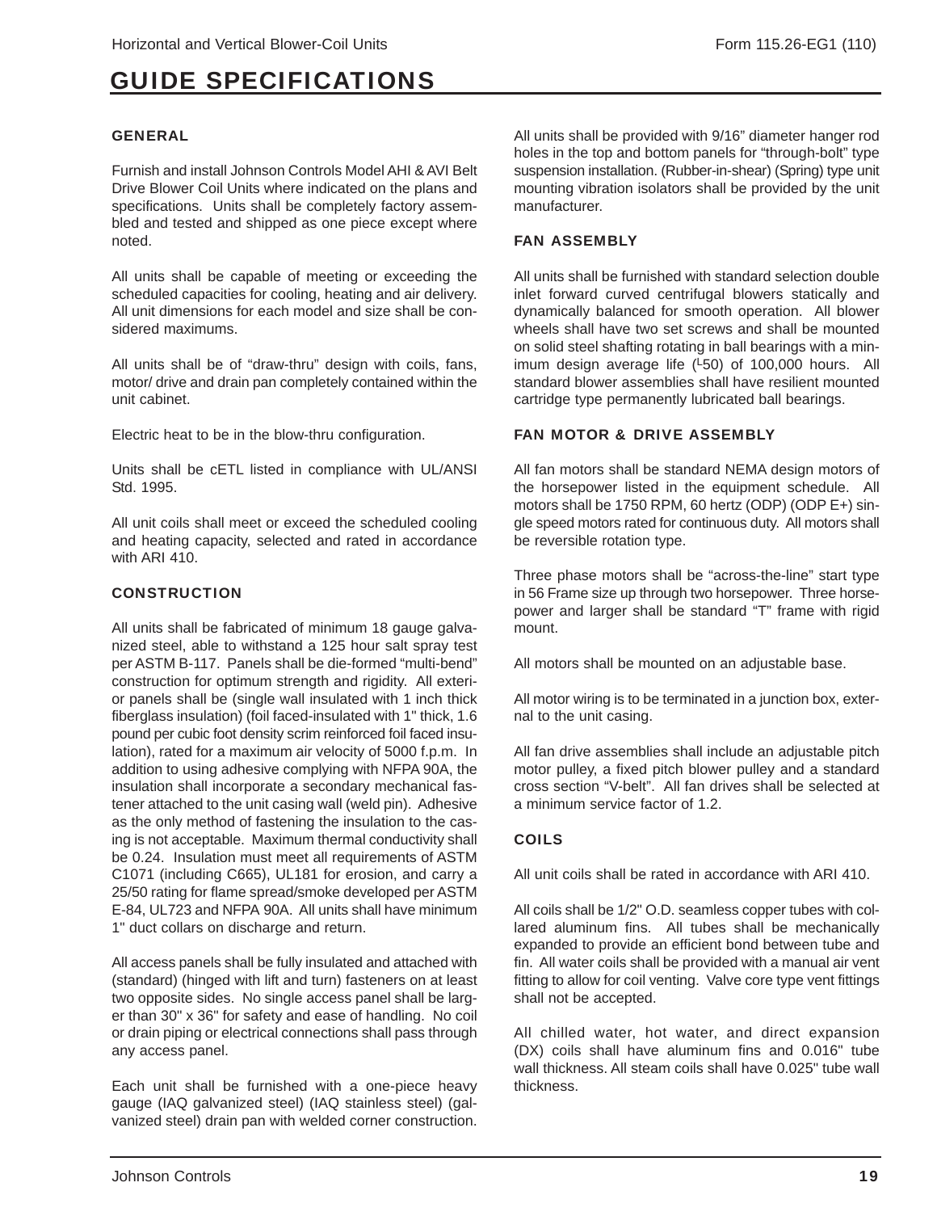# GUIDE SPECIFICATIONS

### GENERAL

Furnish and install Johnson Controls Model AHI & AVI Belt Drive Blower Coil Units where indicated on the plans and specifications. Units shall be completely factory assembled and tested and shipped as one piece except where noted.

All units shall be capable of meeting or exceeding the scheduled capacities for cooling, heating and air delivery. All unit dimensions for each model and size shall be considered maximums.

All units shall be of "draw-thru" design with coils, fans, motor/ drive and drain pan completely contained within the unit cabinet.

Electric heat to be in the blow-thru configuration.

Units shall be cETL listed in compliance with UL/ANSI Std. 1995.

All unit coils shall meet or exceed the scheduled cooling and heating capacity, selected and rated in accordance with ARI 410.

### CONSTRUCTION

All units shall be fabricated of minimum 18 gauge galvanized steel, able to withstand a 125 hour salt spray test per ASTM B-117. Panels shall be die-formed "multi-bend" construction for optimum strength and rigidity. All exterior panels shall be (single wall insulated with 1 inch thick fiberglass insulation) (foil faced-insulated with 1" thick, 1.6 pound per cubic foot density scrim reinforced foil faced insulation), rated for a maximum air velocity of 5000 f.p.m. In addition to using adhesive complying with NFPA 90A, the insulation shall incorporate a secondary mechanical fastener attached to the unit casing wall (weld pin). Adhesive as the only method of fastening the insulation to the casing is not acceptable. Maximum thermal conductivity shall be 0.24. Insulation must meet all requirements of ASTM C1071 (including C665), UL181 for erosion, and carry a 25/50 rating for flame spread/smoke developed per ASTM E-84, UL723 and NFPA 90A. All units shall have minimum 1" duct collars on discharge and return.

All access panels shall be fully insulated and attached with (standard) (hinged with lift and turn) fasteners on at least two opposite sides. No single access panel shall be larger than 30" x 36" for safety and ease of handling. No coil or drain piping or electrical connections shall pass through any access panel.

Each unit shall be furnished with a one-piece heavy gauge (IAQ galvanized steel) (IAQ stainless steel) (galvanized steel) drain pan with welded corner construction.

All units shall be provided with 9/16" diameter hanger rod holes in the top and bottom panels for "through-bolt" type suspension installation. (Rubber-in-shear) (Spring) type unit mounting vibration isolators shall be provided by the unit manufacturer.

### FAN ASSEMBLY

All units shall be furnished with standard selection double inlet forward curved centrifugal blowers statically and dynamically balanced for smooth operation. All blower wheels shall have two set screws and shall be mounted on solid steel shafting rotating in ball bearings with a minimum design average life ($^{L}$50) of 100,000 hours. All standard blower assemblies shall have resilient mounted cartridge type permanently lubricated ball bearings.

### FAN MOTOR & DRIVE ASSEMBLY

All fan motors shall be standard NEMA design motors of the horsepower listed in the equipment schedule. All motors shall be 1750 RPM, 60 hertz (ODP) (ODP E+) single speed motors rated for continuous duty. All motors shall be reversible rotation type.

Three phase motors shall be "across-the-line" start type in 56 Frame size up through two horsepower. Three horsepower and larger shall be standard "T" frame with rigid mount.

All motors shall be mounted on an adjustable base.

All motor wiring is to be terminated in a junction box, external to the unit casing.

All fan drive assemblies shall include an adjustable pitch motor pulley, a fixed pitch blower pulley and a standard cross section "V-belt". All fan drives shall be selected at a minimum service factor of 1.2.

### COILS

All unit coils shall be rated in accordance with ARI 410.

All coils shall be 1/2" O.D. seamless copper tubes with collared aluminum fins. All tubes shall be mechanically expanded to provide an efficient bond between tube and fin. All water coils shall be provided with a manual air vent fitting to allow for coil venting. Valve core type vent fittings shall not be accepted.

All chilled water, hot water, and direct expansion (DX) coils shall have aluminum fins and 0.016" tube wall thickness. All steam coils shall have 0.025" tube wall thickness.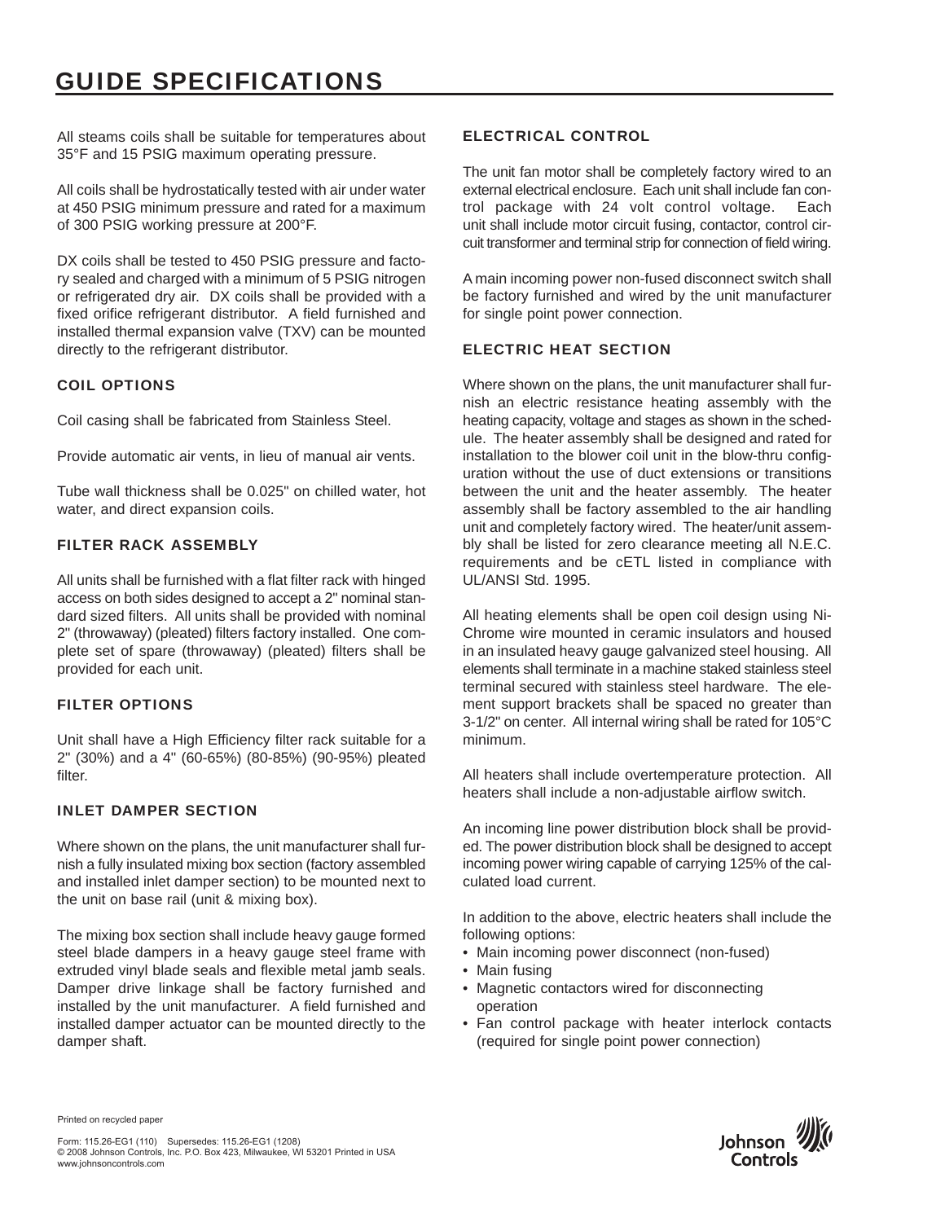# GUIDE SPECIFICATIONS

All steams coils shall be suitable for temperatures about 35°F and 15 PSIG maximum operating pressure.

All coils shall be hydrostatically tested with air under water at 450 PSIG minimum pressure and rated for a maximum of 300 PSIG working pressure at 200°F.

DX coils shall be tested to 450 PSIG pressure and factory sealed and charged with a minimum of 5 PSIG nitrogen or refrigerated dry air. DX coils shall be provided with a fixed orifice refrigerant distributor. A field furnished and installed thermal expansion valve (TXV) can be mounted directly to the refrigerant distributor.

### COIL OPTIONS

Coil casing shall be fabricated from Stainless Steel.

Provide automatic air vents, in lieu of manual air vents.

Tube wall thickness shall be 0.025" on chilled water, hot water, and direct expansion coils.

### FILTER RACK ASSEMBLY

All units shall be furnished with a flat filter rack with hinged access on both sides designed to accept a 2" nominal standard sized filters. All units shall be provided with nominal 2" (throwaway) (pleated) filters factory installed. One complete set of spare (throwaway) (pleated) filters shall be provided for each unit.

### FILTER OPTIONS

Unit shall have a High Efficiency filter rack suitable for a 2" (30%) and a 4" (60-65%) (80-85%) (90-95%) pleated filter.

### INLET DAMPER SECTION

Where shown on the plans, the unit manufacturer shall furnish a fully insulated mixing box section (factory assembled and installed inlet damper section) to be mounted next to the unit on base rail (unit & mixing box).

The mixing box section shall include heavy gauge formed steel blade dampers in a heavy gauge steel frame with extruded vinyl blade seals and flexible metal jamb seals. Damper drive linkage shall be factory furnished and installed by the unit manufacturer. A field furnished and installed damper actuator can be mounted directly to the damper shaft.

### ELECTRICAL CONTROL

The unit fan motor shall be completely factory wired to an external electrical enclosure. Each unit shall include fan control package with 24 volt control voltage. Each unit shall include motor circuit fusing, contactor, control circuit transformer and terminal strip for connection of field wiring.

A main incoming power non-fused disconnect switch shall be factory furnished and wired by the unit manufacturer for single point power connection.

### ELECTRIC HEAT SECTION

Where shown on the plans, the unit manufacturer shall furnish an electric resistance heating assembly with the heating capacity, voltage and stages as shown in the schedule. The heater assembly shall be designed and rated for installation to the blower coil unit in the blow-thru configuration without the use of duct extensions or transitions between the unit and the heater assembly. The heater assembly shall be factory assembled to the air handling unit and completely factory wired. The heater/unit assembly shall be listed for zero clearance meeting all N.E.C. requirements and be cETL listed in compliance with UL/ANSI Std. 1995.

All heating elements shall be open coil design using Ni-Chrome wire mounted in ceramic insulators and housed in an insulated heavy gauge galvanized steel housing. All elements shall terminate in a machine staked stainless steel terminal secured with stainless steel hardware. The element support brackets shall be spaced no greater than 3-1/2" on center. All internal wiring shall be rated for 105°C minimum.

All heaters shall include overtemperature protection. All heaters shall include a non-adjustable airflow switch.

An incoming line power distribution block shall be provided. The power distribution block shall be designed to accept incoming power wiring capable of carrying 125% of the calculated load current.

In addition to the above, electric heaters shall include the following options:

- Main incoming power disconnect (non-fused)
- Main fusing
- Magnetic contactors wired for disconnecting operation
- Fan control package with heater interlock contacts (required for single point power connection)

Printed on recycled paper

Form: 115.26-EG1 (110) Supersedes: 115.26-EG1 (1208)
© 2008 Johnson Controls, Inc. P.O. Box 423, Milwaukee, WI 53201 Printed in USA
www.johnsoncontrols.com

Johnson Controls